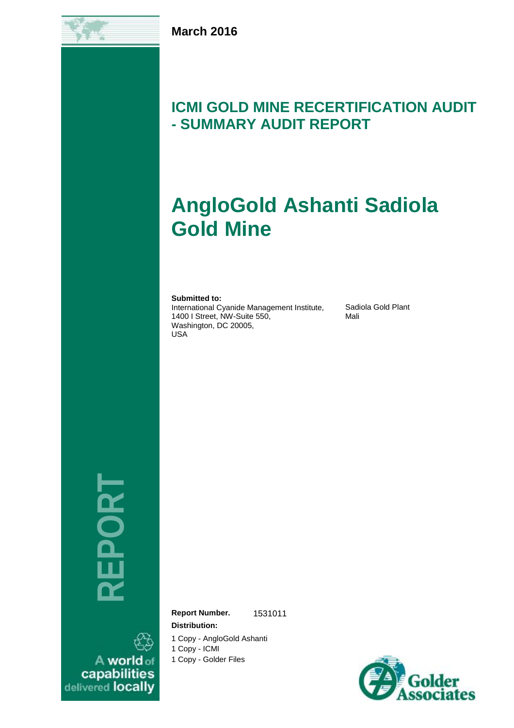March 2016

# ICMI GOLD MINE RECERTIFICATION AUDIT - SUMMARY AUDIT REPORT

# AngloGold Ashanti Sadiola Gold Mine

**Submitted to:**
International Cyanide Management Institute,
1400 I Street, NW-Suite 550,
Washington, DC 20005,
USA

Sadiola Gold Plant
Mali

REPORT

**Report Number.** 1531011

**Distribution:**

1 Copy - AngloGold Ashanti
1 Copy - ICMI
1 Copy - Golder Files

A world of capabilities delivered locally

Golder Associates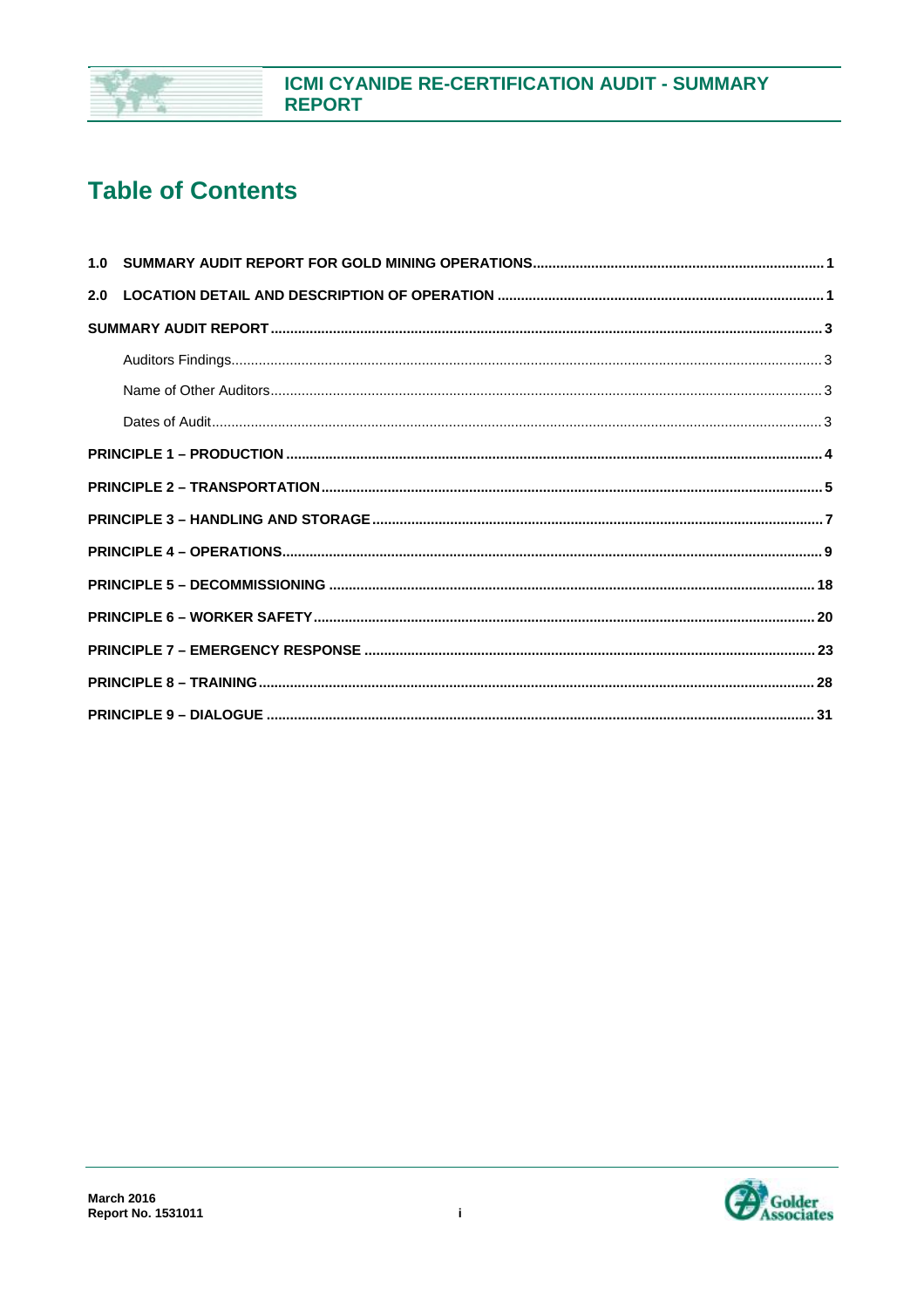# Table of Contents

1.0 SUMMARY AUDIT REPORT FOR GOLD MINING OPERATIONS .......... 1

2.0 LOCATION DETAIL AND DESCRIPTION OF OPERATION .......... 1

SUMMARY AUDIT REPORT .......... 3

- Auditors Findings .......... 3
- Name of Other Auditors .......... 3
- Dates of Audit .......... 3

PRINCIPLE 1 – PRODUCTION .......... 4

PRINCIPLE 2 – TRANSPORTATION .......... 5

PRINCIPLE 3 – HANDLING AND STORAGE .......... 7

PRINCIPLE 4 – OPERATIONS .......... 9

PRINCIPLE 5 – DECOMMISSIONING .......... 18

PRINCIPLE 6 – WORKER SAFETY .......... 20

PRINCIPLE 7 – EMERGENCY RESPONSE .......... 23

PRINCIPLE 8 – TRAINING .......... 28

PRINCIPLE 9 – DIALOGUE .......... 31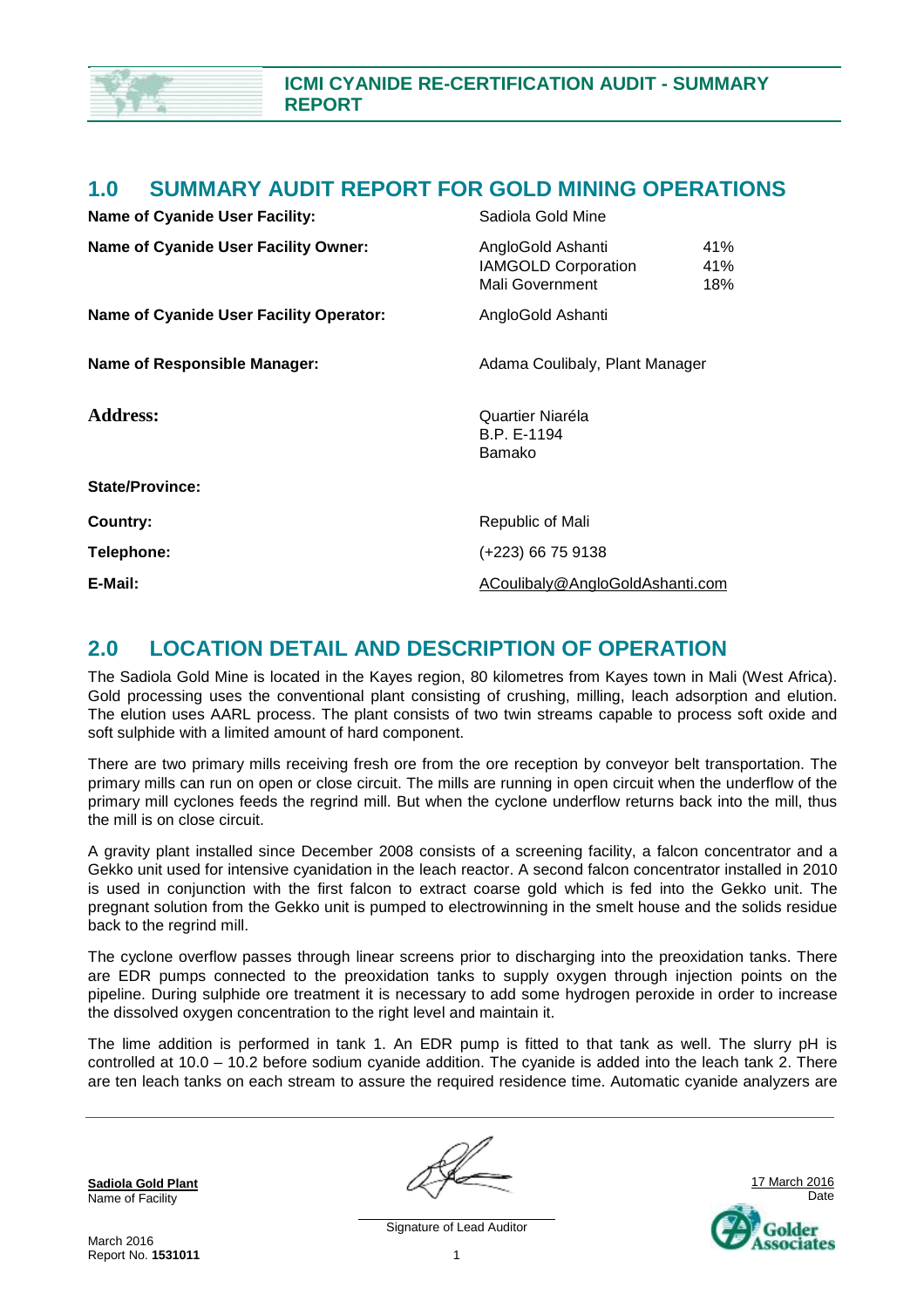## 1.0 SUMMARY AUDIT REPORT FOR GOLD MINING OPERATIONS

| | | |
|---|---|---|
| **Name of Cyanide User Facility:** | Sadiola Gold Mine | |
| **Name of Cyanide User Facility Owner:** | AngloGold Ashanti<br>IAMGOLD Corporation<br>Mali Government | 41%<br>41%<br>18% |
| **Name of Cyanide User Facility Operator:** | AngloGold Ashanti | |
| **Name of Responsible Manager:** | Adama Coulibaly, Plant Manager | |
| **Address:** | Quartier Niaréla<br>B.P. E-1194<br>Bamako | |
| **State/Province:** | | |
| **Country:** | Republic of Mali | |
| **Telephone:** | (+223) 66 75 9138 | |
| **E-Mail:** | ACoulibaly@AngloGoldAshanti.com | |

## 2.0 LOCATION DETAIL AND DESCRIPTION OF OPERATION

The Sadiola Gold Mine is located in the Kayes region, 80 kilometres from Kayes town in Mali (West Africa). Gold processing uses the conventional plant consisting of crushing, milling, leach adsorption and elution. The elution uses AARL process. The plant consists of two twin streams capable to process soft oxide and soft sulphide with a limited amount of hard component.

There are two primary mills receiving fresh ore from the ore reception by conveyor belt transportation. The primary mills can run on open or close circuit. The mills are running in open circuit when the underflow of the primary mill cyclones feeds the regrind mill. But when the cyclone underflow returns back into the mill, thus the mill is on close circuit.

A gravity plant installed since December 2008 consists of a screening facility, a falcon concentrator and a Gekko unit used for intensive cyanidation in the leach reactor. A second falcon concentrator installed in 2010 is used in conjunction with the first falcon to extract coarse gold which is fed into the Gekko unit. The pregnant solution from the Gekko unit is pumped to electrowinning in the smelt house and the solids residue back to the regrind mill.

The cyclone overflow passes through linear screens prior to discharging into the preoxidation tanks. There are EDR pumps connected to the preoxidation tanks to supply oxygen through injection points on the pipeline. During sulphide ore treatment it is necessary to add some hydrogen peroxide in order to increase the dissolved oxygen concentration to the right level and maintain it.

The lime addition is performed in tank 1. An EDR pump is fitted to that tank as well. The slurry pH is controlled at 10.0 – 10.2 before sodium cyanide addition. The cyanide is added into the leach tank 2. There are ten leach tanks on each stream to assure the required residence time. Automatic cyanide analyzers are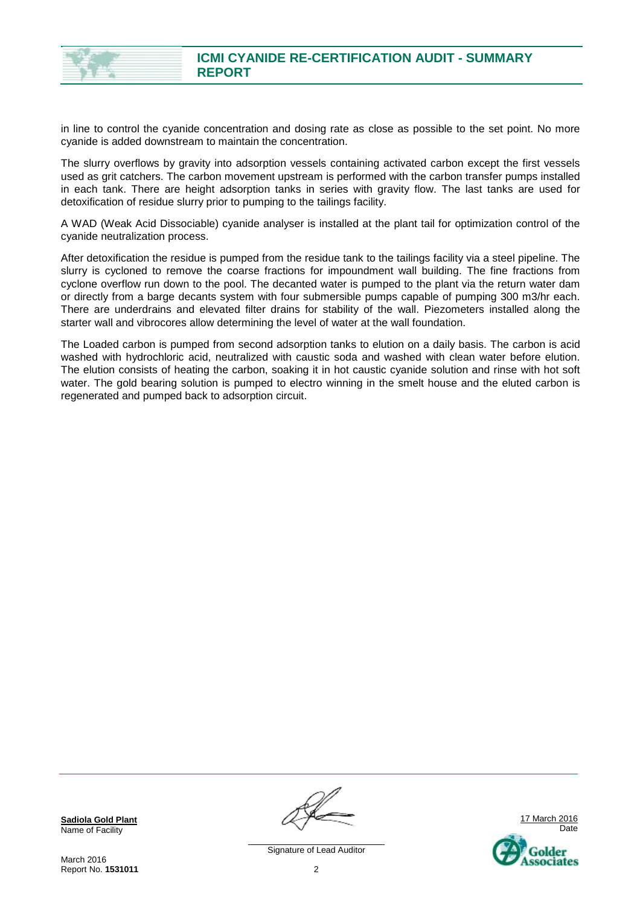in line to control the cyanide concentration and dosing rate as close as possible to the set point. No more cyanide is added downstream to maintain the concentration.

The slurry overflows by gravity into adsorption vessels containing activated carbon except the first vessels used as grit catchers. The carbon movement upstream is performed with the carbon transfer pumps installed in each tank. There are height adsorption tanks in series with gravity flow. The last tanks are used for detoxification of residue slurry prior to pumping to the tailings facility.

A WAD (Weak Acid Dissociable) cyanide analyser is installed at the plant tail for optimization control of the cyanide neutralization process.

After detoxification the residue is pumped from the residue tank to the tailings facility via a steel pipeline. The slurry is cycloned to remove the coarse fractions for impoundment wall building. The fine fractions from cyclone overflow run down to the pool. The decanted water is pumped to the plant via the return water dam or directly from a barge decants system with four submersible pumps capable of pumping 300 m3/hr each. There are underdrains and elevated filter drains for stability of the wall. Piezometers installed along the starter wall and vibrocores allow determining the level of water at the wall foundation.

The Loaded carbon is pumped from second adsorption tanks to elution on a daily basis. The carbon is acid washed with hydrochloric acid, neutralized with caustic soda and washed with clean water before elution. The elution consists of heating the carbon, soaking it in hot caustic cyanide solution and rinse with hot soft water. The gold bearing solution is pumped to electro winning in the smelt house and the eluted carbon is regenerated and pumped back to adsorption circuit.

**Sadiola Gold Plant**
Name of Facility

Signature of Lead Auditor

17 March 2016
Date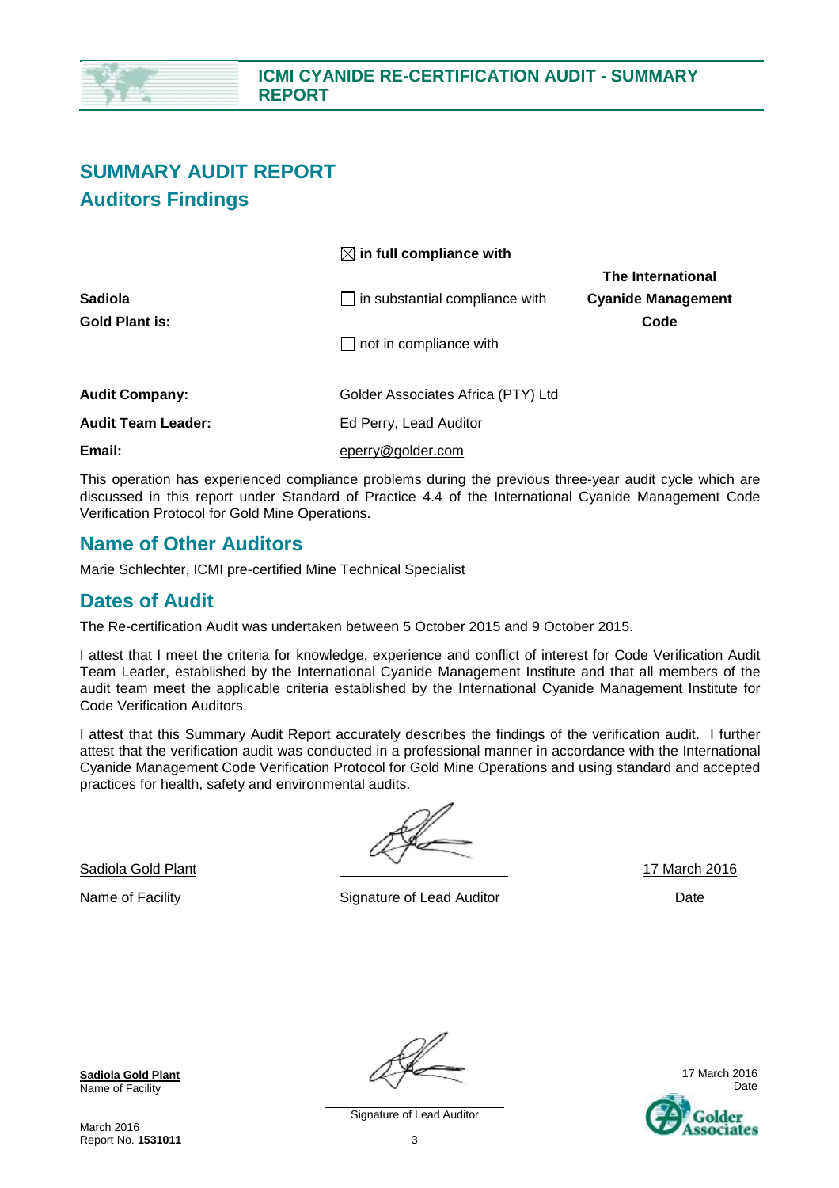# SUMMARY AUDIT REPORT

## Auditors Findings

| | | |
|---|---|---|
| | ☒ **in full compliance with** | |
| **Sadiola Gold Plant is:** | ☐ in substantial compliance with | **The International Cyanide Management Code** |
| | ☐ not in compliance with | |

| | |
|---|---|
| **Audit Company:** | Golder Associates Africa (PTY) Ltd |
| **Audit Team Leader:** | Ed Perry, Lead Auditor |
| **Email:** | eperry@golder.com |

This operation has experienced compliance problems during the previous three-year audit cycle which are discussed in this report under Standard of Practice 4.4 of the International Cyanide Management Code Verification Protocol for Gold Mine Operations.

## Name of Other Auditors

Marie Schlechter, ICMI pre-certified Mine Technical Specialist

## Dates of Audit

The Re-certification Audit was undertaken between 5 October 2015 and 9 October 2015.

I attest that I meet the criteria for knowledge, experience and conflict of interest for Code Verification Audit Team Leader, established by the International Cyanide Management Institute and that all members of the audit team meet the applicable criteria established by the International Cyanide Management Institute for Code Verification Auditors.

I attest that this Summary Audit Report accurately describes the findings of the verification audit. I further attest that the verification audit was conducted in a professional manner in accordance with the International Cyanide Management Code Verification Protocol for Gold Mine Operations and using standard and accepted practices for health, safety and environmental audits.

| Sadiola Gold Plant | [Signature] | 17 March 2016 |
|---|---|---|
| Name of Facility | Signature of Lead Auditor | Date |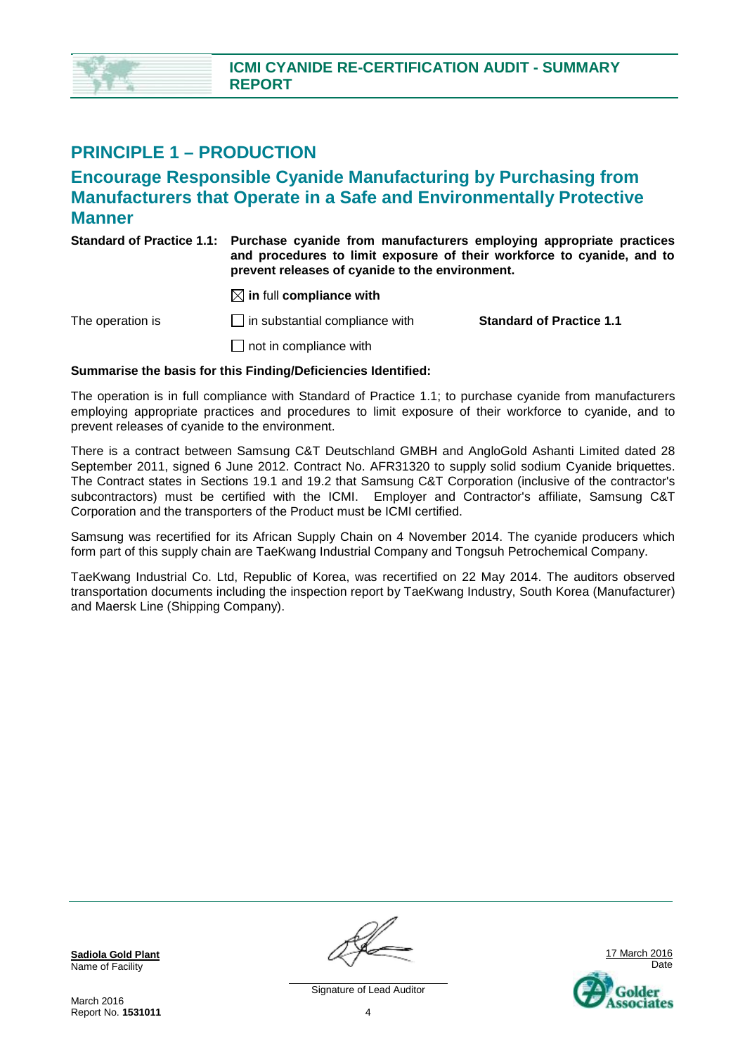## PRINCIPLE 1 – PRODUCTION

### Encourage Responsible Cyanide Manufacturing by Purchasing from Manufacturers that Operate in a Safe and Environmentally Protective Manner

**Standard of Practice 1.1: Purchase cyanide from manufacturers employing appropriate practices and procedures to limit exposure of their workforce to cyanide, and to prevent releases of cyanide to the environment.**

| | | |
|---|---|---|
| | ☒ **in** full **compliance with** | |
| The operation is | ☐ in substantial compliance with | **Standard of Practice 1.1** |
| | ☐ not in compliance with | |

**Summarise the basis for this Finding/Deficiencies Identified:**

The operation is in full compliance with Standard of Practice 1.1; to purchase cyanide from manufacturers employing appropriate practices and procedures to limit exposure of their workforce to cyanide, and to prevent releases of cyanide to the environment.

There is a contract between Samsung C&T Deutschland GMBH and AngloGold Ashanti Limited dated 28 September 2011, signed 6 June 2012. Contract No. AFR31320 to supply solid sodium Cyanide briquettes. The Contract states in Sections 19.1 and 19.2 that Samsung C&T Corporation (inclusive of the contractor's subcontractors) must be certified with the ICMI. Employer and Contractor's affiliate, Samsung C&T Corporation and the transporters of the Product must be ICMI certified.

Samsung was recertified for its African Supply Chain on 4 November 2014. The cyanide producers which form part of this supply chain are TaeKwang Industrial Company and Tongsuh Petrochemical Company.

TaeKwang Industrial Co. Ltd, Republic of Korea, was recertified on 22 May 2014. The auditors observed transportation documents including the inspection report by TaeKwang Industry, South Korea (Manufacturer) and Maersk Line (Shipping Company).

**Sadiola Gold Plant**
Name of Facility

Signature of Lead Auditor

17 March 2016
Date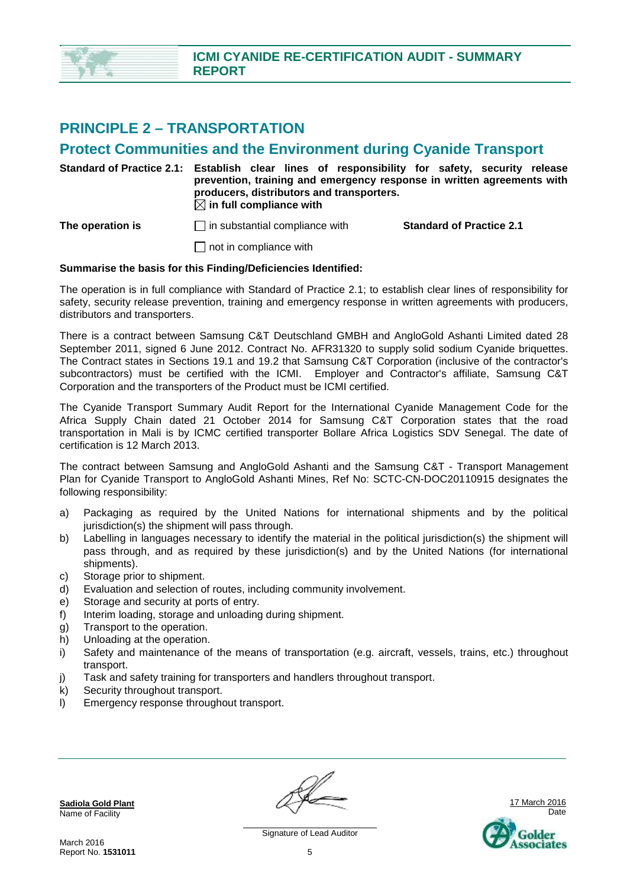## PRINCIPLE 2 – TRANSPORTATION

## Protect Communities and the Environment during Cyanide Transport

**Standard of Practice 2.1:** **Establish clear lines of responsibility for safety, security release prevention, training and emergency response in written agreements with producers, distributors and transporters.**

☒ **in full compliance with**

**The operation is** ☐ in substantial compliance with **Standard of Practice 2.1**

☐ not in compliance with

**Summarise the basis for this Finding/Deficiencies Identified:**

The operation is in full compliance with Standard of Practice 2.1; to establish clear lines of responsibility for safety, security release prevention, training and emergency response in written agreements with producers, distributors and transporters.

There is a contract between Samsung C&T Deutschland GMBH and AngloGold Ashanti Limited dated 28 September 2011, signed 6 June 2012. Contract No. AFR31320 to supply solid sodium Cyanide briquettes. The Contract states in Sections 19.1 and 19.2 that Samsung C&T Corporation (inclusive of the contractor's subcontractors) must be certified with the ICMI. Employer and Contractor's affiliate, Samsung C&T Corporation and the transporters of the Product must be ICMI certified.

The Cyanide Transport Summary Audit Report for the International Cyanide Management Code for the Africa Supply Chain dated 21 October 2014 for Samsung C&T Corporation states that the road transportation in Mali is by ICMC certified transporter Bollare Africa Logistics SDV Senegal. The date of certification is 12 March 2013.

The contract between Samsung and AngloGold Ashanti and the Samsung C&T - Transport Management Plan for Cyanide Transport to AngloGold Ashanti Mines, Ref No: SCTC-CN-DOC20110915 designates the following responsibility:

a) Packaging as required by the United Nations for international shipments and by the political jurisdiction(s) the shipment will pass through.
b) Labelling in languages necessary to identify the material in the political jurisdiction(s) the shipment will pass through, and as required by these jurisdiction(s) and by the United Nations (for international shipments).
c) Storage prior to shipment.
d) Evaluation and selection of routes, including community involvement.
e) Storage and security at ports of entry.
f) Interim loading, storage and unloading during shipment.
g) Transport to the operation.
h) Unloading at the operation.
i) Safety and maintenance of the means of transportation (e.g. aircraft, vessels, trains, etc.) throughout transport.
j) Task and safety training for transporters and handlers throughout transport.
k) Security throughout transport.
l) Emergency response throughout transport.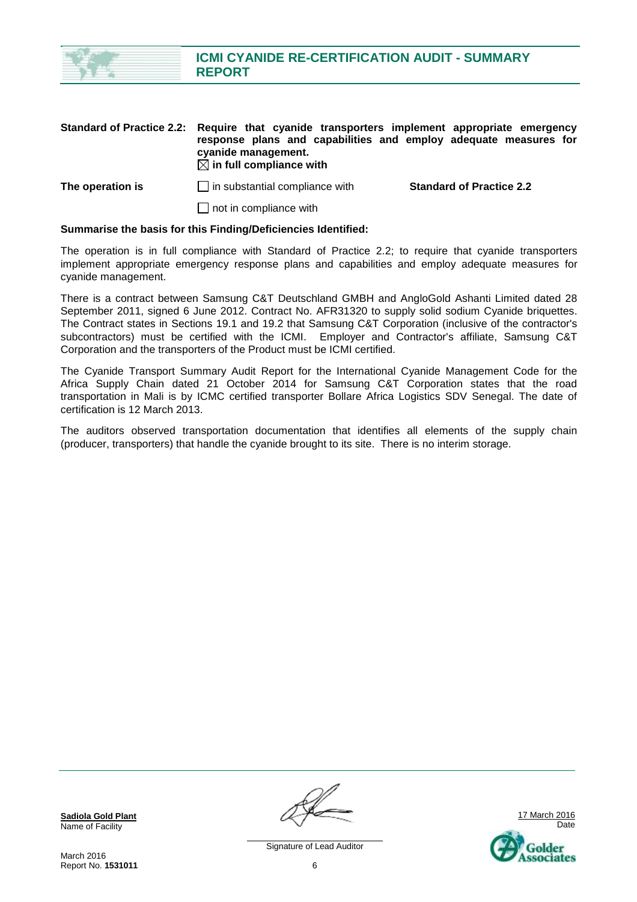**Standard of Practice 2.2:** **Require that cyanide transporters implement appropriate emergency response plans and capabilities and employ adequate measures for cyanide management.**

**The operation is**

☒ **in full compliance with**

☐ in substantial compliance with

☐ not in compliance with

**Standard of Practice 2.2**

**Summarise the basis for this Finding/Deficiencies Identified:**

The operation is in full compliance with Standard of Practice 2.2; to require that cyanide transporters implement appropriate emergency response plans and capabilities and employ adequate measures for cyanide management.

There is a contract between Samsung C&T Deutschland GMBH and AngloGold Ashanti Limited dated 28 September 2011, signed 6 June 2012. Contract No. AFR31320 to supply solid sodium Cyanide briquettes. The Contract states in Sections 19.1 and 19.2 that Samsung C&T Corporation (inclusive of the contractor's subcontractors) must be certified with the ICMI. Employer and Contractor's affiliate, Samsung C&T Corporation and the transporters of the Product must be ICMI certified.

The Cyanide Transport Summary Audit Report for the International Cyanide Management Code for the Africa Supply Chain dated 21 October 2014 for Samsung C&T Corporation states that the road transportation in Mali is by ICMC certified transporter Bollare Africa Logistics SDV Senegal. The date of certification is 12 March 2013.

The auditors observed transportation documentation that identifies all elements of the supply chain (producer, transporters) that handle the cyanide brought to its site. There is no interim storage.

**Sadiola Gold Plant**
Name of Facility

Signature of Lead Auditor

17 March 2016
Date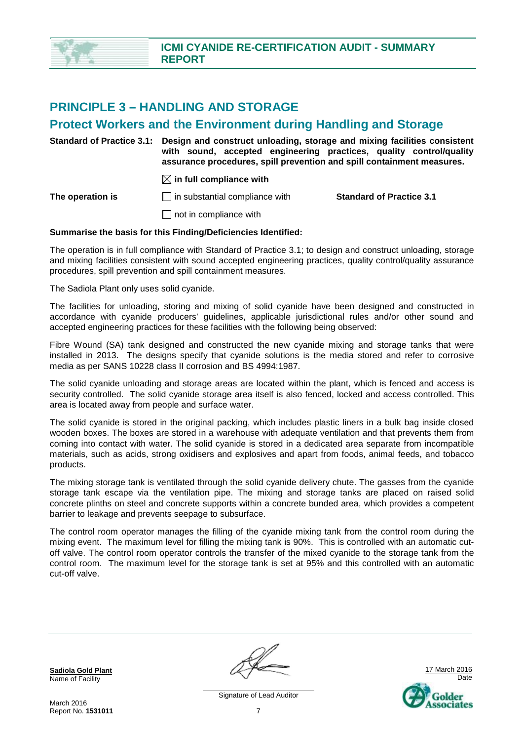## PRINCIPLE 3 – HANDLING AND STORAGE

## Protect Workers and the Environment during Handling and Storage

**Standard of Practice 3.1:** **Design and construct unloading, storage and mixing facilities consistent with sound, accepted engineering practices, quality control/quality assurance procedures, spill prevention and spill containment measures.**

**The operation is**

☒ **in full compliance with**

☐ in substantial compliance with

☐ not in compliance with

**Standard of Practice 3.1**

**Summarise the basis for this Finding/Deficiencies Identified:**

The operation is in full compliance with Standard of Practice 3.1; to design and construct unloading, storage and mixing facilities consistent with sound accepted engineering practices, quality control/quality assurance procedures, spill prevention and spill containment measures.

The Sadiola Plant only uses solid cyanide.

The facilities for unloading, storing and mixing of solid cyanide have been designed and constructed in accordance with cyanide producers' guidelines, applicable jurisdictional rules and/or other sound and accepted engineering practices for these facilities with the following being observed:

Fibre Wound (SA) tank designed and constructed the new cyanide mixing and storage tanks that were installed in 2013. The designs specify that cyanide solutions is the media stored and refer to corrosive media as per SANS 10228 class II corrosion and BS 4994:1987.

The solid cyanide unloading and storage areas are located within the plant, which is fenced and access is security controlled. The solid cyanide storage area itself is also fenced, locked and access controlled. This area is located away from people and surface water.

The solid cyanide is stored in the original packing, which includes plastic liners in a bulk bag inside closed wooden boxes. The boxes are stored in a warehouse with adequate ventilation and that prevents them from coming into contact with water. The solid cyanide is stored in a dedicated area separate from incompatible materials, such as acids, strong oxidisers and explosives and apart from foods, animal feeds, and tobacco products.

The mixing storage tank is ventilated through the solid cyanide delivery chute. The gasses from the cyanide storage tank escape via the ventilation pipe. The mixing and storage tanks are placed on raised solid concrete plinths on steel and concrete supports within a concrete bunded area, which provides a competent barrier to leakage and prevents seepage to subsurface.

The control room operator manages the filling of the cyanide mixing tank from the control room during the mixing event. The maximum level for filling the mixing tank is 90%. This is controlled with an automatic cut-off valve. The control room operator controls the transfer of the mixed cyanide to the storage tank from the control room. The maximum level for the storage tank is set at 95% and this controlled with an automatic cut-off valve.

**Sadiola Gold Plant**
Name of Facility

Signature of Lead Auditor

17 March 2016
Date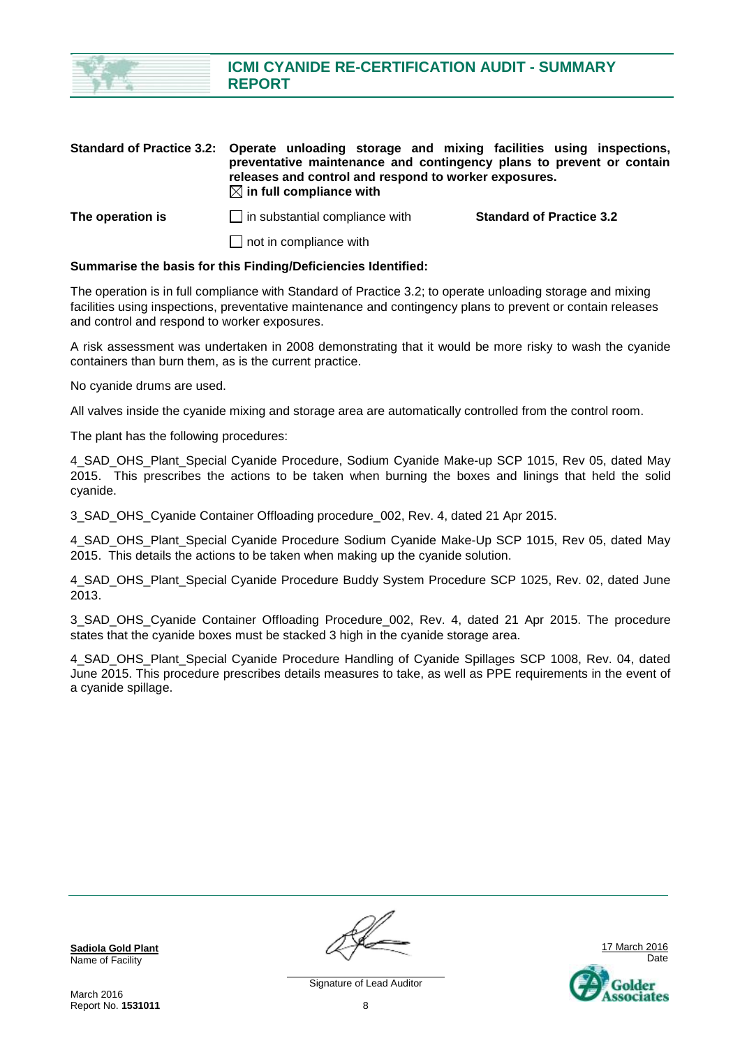**Standard of Practice 3.2:** **Operate unloading storage and mixing facilities using inspections, preventative maintenance and contingency plans to prevent or contain releases and control and respond to worker exposures.**

**The operation is**

☒ **in full compliance with**

☐ in substantial compliance with

☐ not in compliance with

**Standard of Practice 3.2**

**Summarise the basis for this Finding/Deficiencies Identified:**

The operation is in full compliance with Standard of Practice 3.2; to operate unloading storage and mixing facilities using inspections, preventative maintenance and contingency plans to prevent or contain releases and control and respond to worker exposures.

A risk assessment was undertaken in 2008 demonstrating that it would be more risky to wash the cyanide containers than burn them, as is the current practice.

No cyanide drums are used.

All valves inside the cyanide mixing and storage area are automatically controlled from the control room.

The plant has the following procedures:

4_SAD_OHS_Plant_Special Cyanide Procedure, Sodium Cyanide Make-up SCP 1015, Rev 05, dated May 2015. This prescribes the actions to be taken when burning the boxes and linings that held the solid cyanide.

3_SAD_OHS_Cyanide Container Offloading procedure_002, Rev. 4, dated 21 Apr 2015.

4_SAD_OHS_Plant_Special Cyanide Procedure Sodium Cyanide Make-Up SCP 1015, Rev 05, dated May 2015. This details the actions to be taken when making up the cyanide solution.

4_SAD_OHS_Plant_Special Cyanide Procedure Buddy System Procedure SCP 1025, Rev. 02, dated June 2013.

3_SAD_OHS_Cyanide Container Offloading Procedure_002, Rev. 4, dated 21 Apr 2015. The procedure states that the cyanide boxes must be stacked 3 high in the cyanide storage area.

4_SAD_OHS_Plant_Special Cyanide Procedure Handling of Cyanide Spillages SCP 1008, Rev. 04, dated June 2015. This procedure prescribes details measures to take, as well as PPE requirements in the event of a cyanide spillage.

**Sadiola Gold Plant**
Name of Facility

Signature of Lead Auditor

17 March 2016
Date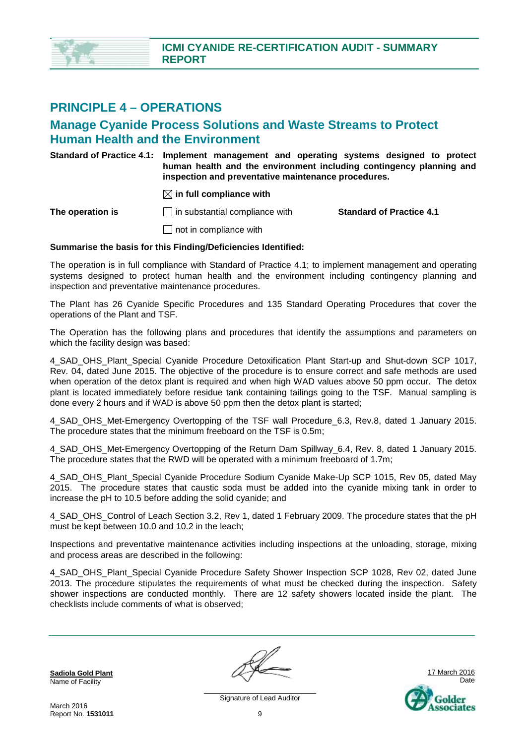## PRINCIPLE 4 – OPERATIONS

### Manage Cyanide Process Solutions and Waste Streams to Protect Human Health and the Environment

**Standard of Practice 4.1:** **Implement management and operating systems designed to protect human health and the environment including contingency planning and inspection and preventative maintenance procedures.**

| | | |
|---|---|---|
| | ☒ **in full compliance with** | |
| **The operation is** | ☐ in substantial compliance with | **Standard of Practice 4.1** |
| | ☐ not in compliance with | |

**Summarise the basis for this Finding/Deficiencies Identified:**

The operation is in full compliance with Standard of Practice 4.1; to implement management and operating systems designed to protect human health and the environment including contingency planning and inspection and preventative maintenance procedures.

The Plant has 26 Cyanide Specific Procedures and 135 Standard Operating Procedures that cover the operations of the Plant and TSF.

The Operation has the following plans and procedures that identify the assumptions and parameters on which the facility design was based:

4_SAD_OHS_Plant_Special Cyanide Procedure Detoxification Plant Start-up and Shut-down SCP 1017, Rev. 04, dated June 2015. The objective of the procedure is to ensure correct and safe methods are used when operation of the detox plant is required and when high WAD values above 50 ppm occur. The detox plant is located immediately before residue tank containing tailings going to the TSF. Manual sampling is done every 2 hours and if WAD is above 50 ppm then the detox plant is started;

4_SAD_OHS_Met-Emergency Overtopping of the TSF wall Procedure_6.3, Rev.8, dated 1 January 2015. The procedure states that the minimum freeboard on the TSF is 0.5m;

4_SAD_OHS_Met-Emergency Overtopping of the Return Dam Spillway_6.4, Rev. 8, dated 1 January 2015. The procedure states that the RWD will be operated with a minimum freeboard of 1.7m;

4_SAD_OHS_Plant_Special Cyanide Procedure Sodium Cyanide Make-Up SCP 1015, Rev 05, dated May 2015. The procedure states that caustic soda must be added into the cyanide mixing tank in order to increase the pH to 10.5 before adding the solid cyanide; and

4_SAD_OHS_Control of Leach Section 3.2, Rev 1, dated 1 February 2009. The procedure states that the pH must be kept between 10.0 and 10.2 in the leach;

Inspections and preventative maintenance activities including inspections at the unloading, storage, mixing and process areas are described in the following:

4_SAD_OHS_Plant_Special Cyanide Procedure Safety Shower Inspection SCP 1028, Rev 02, dated June 2013. The procedure stipulates the requirements of what must be checked during the inspection. Safety shower inspections are conducted monthly. There are 12 safety showers located inside the plant. The checklists include comments of what is observed;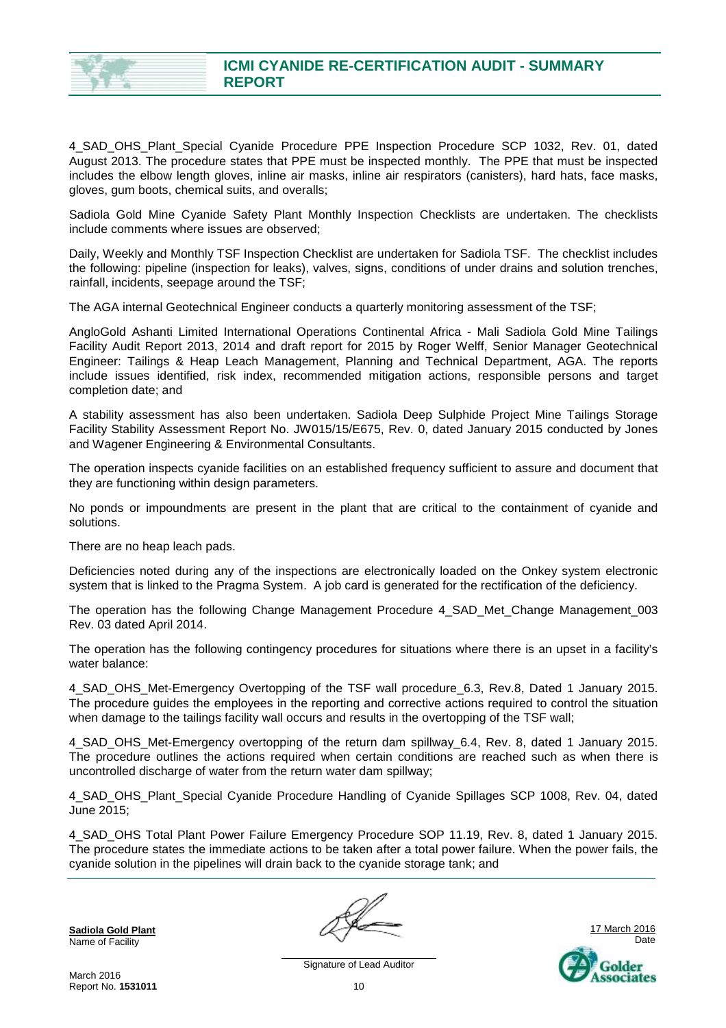4_SAD_OHS_Plant_Special Cyanide Procedure PPE Inspection Procedure SCP 1032, Rev. 01, dated August 2013. The procedure states that PPE must be inspected monthly. The PPE that must be inspected includes the elbow length gloves, inline air masks, inline air respirators (canisters), hard hats, face masks, gloves, gum boots, chemical suits, and overalls;

Sadiola Gold Mine Cyanide Safety Plant Monthly Inspection Checklists are undertaken. The checklists include comments where issues are observed;

Daily, Weekly and Monthly TSF Inspection Checklist are undertaken for Sadiola TSF. The checklist includes the following: pipeline (inspection for leaks), valves, signs, conditions of under drains and solution trenches, rainfall, incidents, seepage around the TSF;

The AGA internal Geotechnical Engineer conducts a quarterly monitoring assessment of the TSF;

AngloGold Ashanti Limited International Operations Continental Africa - Mali Sadiola Gold Mine Tailings Facility Audit Report 2013, 2014 and draft report for 2015 by Roger Welff, Senior Manager Geotechnical Engineer: Tailings & Heap Leach Management, Planning and Technical Department, AGA. The reports include issues identified, risk index, recommended mitigation actions, responsible persons and target completion date; and

A stability assessment has also been undertaken. Sadiola Deep Sulphide Project Mine Tailings Storage Facility Stability Assessment Report No. JW015/15/E675, Rev. 0, dated January 2015 conducted by Jones and Wagener Engineering & Environmental Consultants.

The operation inspects cyanide facilities on an established frequency sufficient to assure and document that they are functioning within design parameters.

No ponds or impoundments are present in the plant that are critical to the containment of cyanide and solutions.

There are no heap leach pads.

Deficiencies noted during any of the inspections are electronically loaded on the Onkey system electronic system that is linked to the Pragma System. A job card is generated for the rectification of the deficiency.

The operation has the following Change Management Procedure 4_SAD_Met_Change Management_003 Rev. 03 dated April 2014.

The operation has the following contingency procedures for situations where there is an upset in a facility's water balance:

4_SAD_OHS_Met-Emergency Overtopping of the TSF wall procedure_6.3, Rev.8, Dated 1 January 2015. The procedure guides the employees in the reporting and corrective actions required to control the situation when damage to the tailings facility wall occurs and results in the overtopping of the TSF wall;

4_SAD_OHS_Met-Emergency overtopping of the return dam spillway_6.4, Rev. 8, dated 1 January 2015. The procedure outlines the actions required when certain conditions are reached such as when there is uncontrolled discharge of water from the return water dam spillway;

4_SAD_OHS_Plant_Special Cyanide Procedure Handling of Cyanide Spillages SCP 1008, Rev. 04, dated June 2015;

4_SAD_OHS Total Plant Power Failure Emergency Procedure SOP 11.19, Rev. 8, dated 1 January 2015. The procedure states the immediate actions to be taken after a total power failure. When the power fails, the cyanide solution in the pipelines will drain back to the cyanide storage tank; and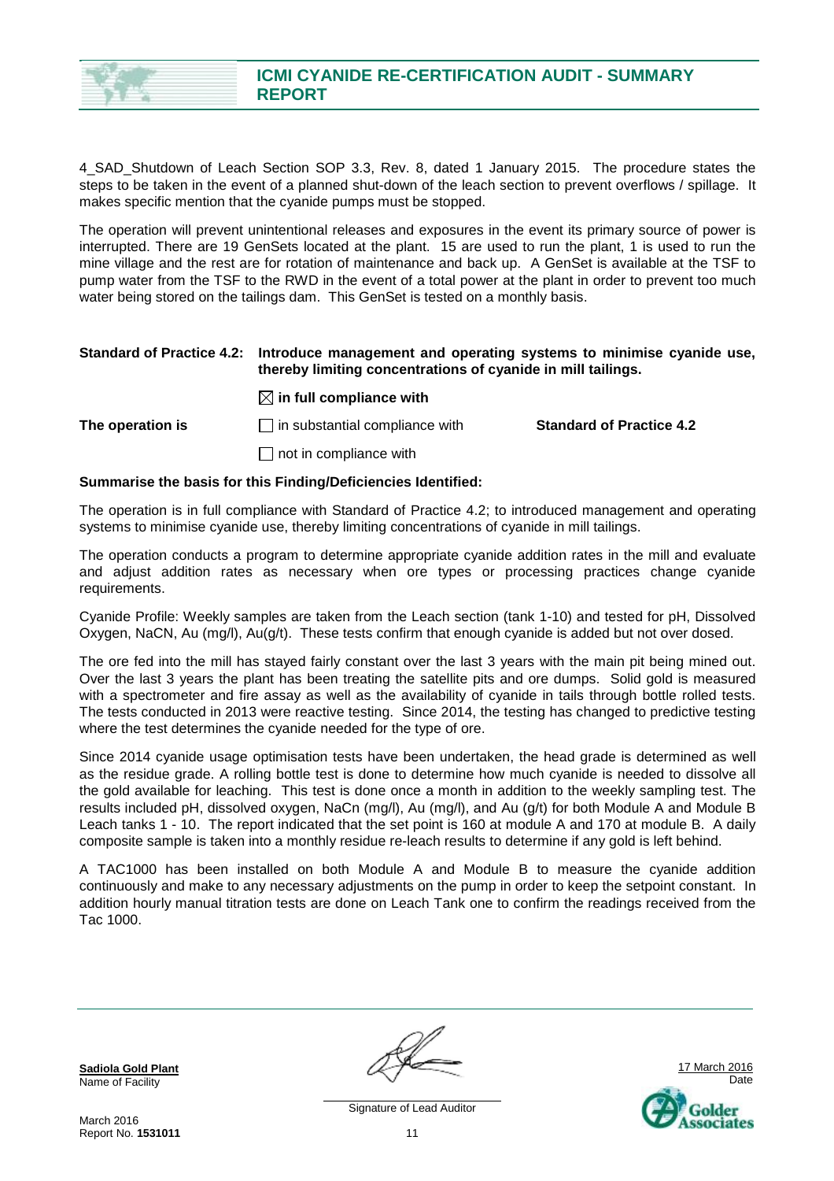4_SAD_Shutdown of Leach Section SOP 3.3, Rev. 8, dated 1 January 2015. The procedure states the steps to be taken in the event of a planned shut-down of the leach section to prevent overflows / spillage. It makes specific mention that the cyanide pumps must be stopped.

The operation will prevent unintentional releases and exposures in the event its primary source of power is interrupted. There are 19 GenSets located at the plant. 15 are used to run the plant, 1 is used to run the mine village and the rest are for rotation of maintenance and back up. A GenSet is available at the TSF to pump water from the TSF to the RWD in the event of a total power at the plant in order to prevent too much water being stored on the tailings dam. This GenSet is tested on a monthly basis.

**Standard of Practice 4.2: Introduce management and operating systems to minimise cyanide use, thereby limiting concentrations of cyanide in mill tailings.**

**The operation is**

☒ **in full compliance with**

☐ in substantial compliance with

☐ not in compliance with

**Standard of Practice 4.2**

**Summarise the basis for this Finding/Deficiencies Identified:**

The operation is in full compliance with Standard of Practice 4.2; to introduced management and operating systems to minimise cyanide use, thereby limiting concentrations of cyanide in mill tailings.

The operation conducts a program to determine appropriate cyanide addition rates in the mill and evaluate and adjust addition rates as necessary when ore types or processing practices change cyanide requirements.

Cyanide Profile: Weekly samples are taken from the Leach section (tank 1-10) and tested for pH, Dissolved Oxygen, NaCN, Au (mg/l), Au(g/t). These tests confirm that enough cyanide is added but not over dosed.

The ore fed into the mill has stayed fairly constant over the last 3 years with the main pit being mined out. Over the last 3 years the plant has been treating the satellite pits and ore dumps. Solid gold is measured with a spectrometer and fire assay as well as the availability of cyanide in tails through bottle rolled tests. The tests conducted in 2013 were reactive testing. Since 2014, the testing has changed to predictive testing where the test determines the cyanide needed for the type of ore.

Since 2014 cyanide usage optimisation tests have been undertaken, the head grade is determined as well as the residue grade. A rolling bottle test is done to determine how much cyanide is needed to dissolve all the gold available for leaching. This test is done once a month in addition to the weekly sampling test. The results included pH, dissolved oxygen, NaCn (mg/l), Au (mg/l), and Au (g/t) for both Module A and Module B Leach tanks 1 - 10. The report indicated that the set point is 160 at module A and 170 at module B. A daily composite sample is taken into a monthly residue re-leach results to determine if any gold is left behind.

A TAC1000 has been installed on both Module A and Module B to measure the cyanide addition continuously and make to any necessary adjustments on the pump in order to keep the setpoint constant. In addition hourly manual titration tests are done on Leach Tank one to confirm the readings received from the Tac 1000.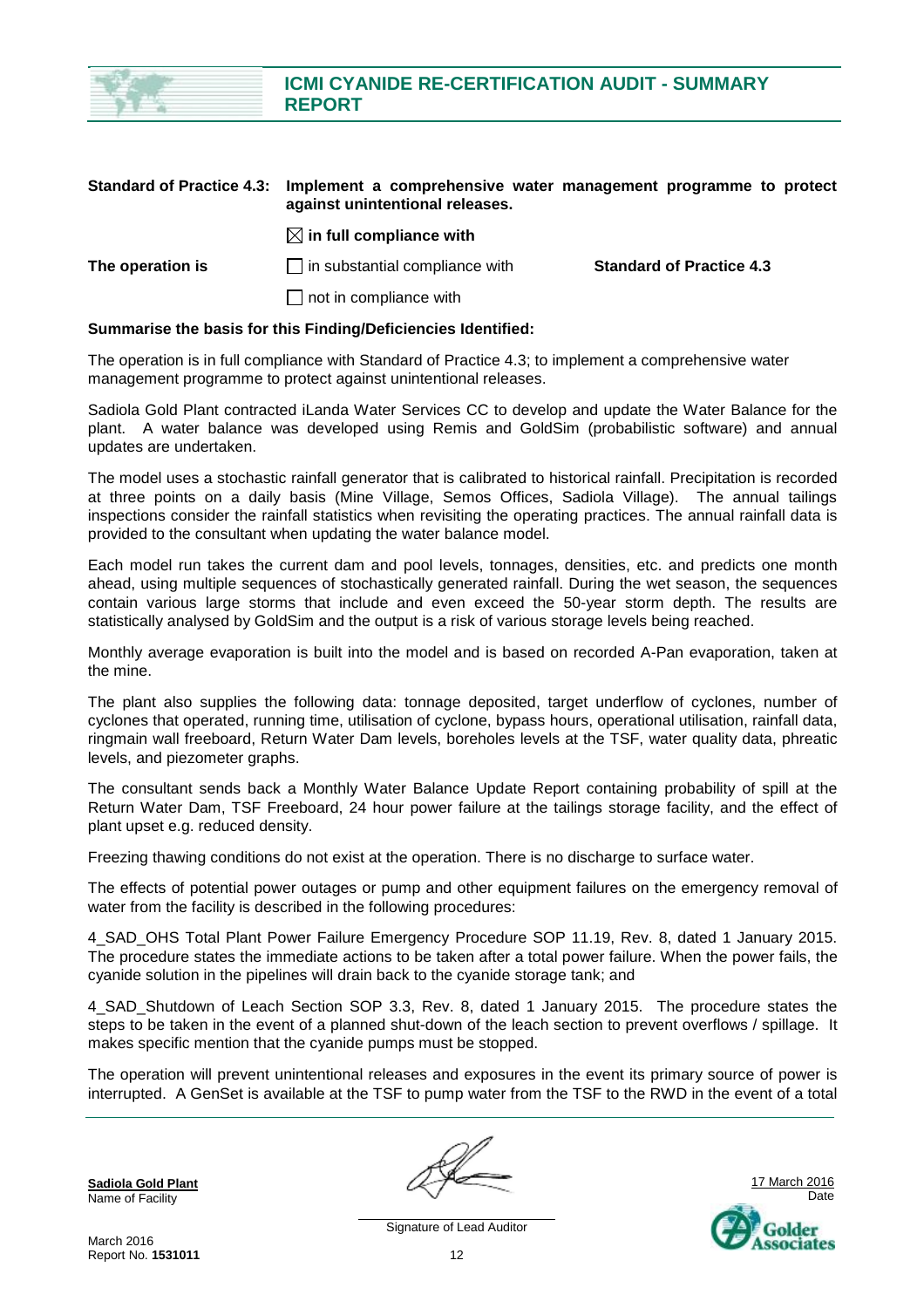**Standard of Practice 4.3: Implement a comprehensive water management programme to protect against unintentional releases.**

| | | |
|---|---|---|
| | ☒ **in full compliance with** | |
| **The operation is** | ☐ in substantial compliance with | **Standard of Practice 4.3** |
| | ☐ not in compliance with | |

**Summarise the basis for this Finding/Deficiencies Identified:**

The operation is in full compliance with Standard of Practice 4.3; to implement a comprehensive water management programme to protect against unintentional releases.

Sadiola Gold Plant contracted iLanda Water Services CC to develop and update the Water Balance for the plant. A water balance was developed using Remis and GoldSim (probabilistic software) and annual updates are undertaken.

The model uses a stochastic rainfall generator that is calibrated to historical rainfall. Precipitation is recorded at three points on a daily basis (Mine Village, Semos Offices, Sadiola Village). The annual tailings inspections consider the rainfall statistics when revisiting the operating practices. The annual rainfall data is provided to the consultant when updating the water balance model.

Each model run takes the current dam and pool levels, tonnages, densities, etc. and predicts one month ahead, using multiple sequences of stochastically generated rainfall. During the wet season, the sequences contain various large storms that include and even exceed the 50-year storm depth. The results are statistically analysed by GoldSim and the output is a risk of various storage levels being reached.

Monthly average evaporation is built into the model and is based on recorded A-Pan evaporation, taken at the mine.

The plant also supplies the following data: tonnage deposited, target underflow of cyclones, number of cyclones that operated, running time, utilisation of cyclone, bypass hours, operational utilisation, rainfall data, ringmain wall freeboard, Return Water Dam levels, boreholes levels at the TSF, water quality data, phreatic levels, and piezometer graphs.

The consultant sends back a Monthly Water Balance Update Report containing probability of spill at the Return Water Dam, TSF Freeboard, 24 hour power failure at the tailings storage facility, and the effect of plant upset e.g. reduced density.

Freezing thawing conditions do not exist at the operation. There is no discharge to surface water.

The effects of potential power outages or pump and other equipment failures on the emergency removal of water from the facility is described in the following procedures:

4_SAD_OHS Total Plant Power Failure Emergency Procedure SOP 11.19, Rev. 8, dated 1 January 2015. The procedure states the immediate actions to be taken after a total power failure. When the power fails, the cyanide solution in the pipelines will drain back to the cyanide storage tank; and

4_SAD_Shutdown of Leach Section SOP 3.3, Rev. 8, dated 1 January 2015. The procedure states the steps to be taken in the event of a planned shut-down of the leach section to prevent overflows / spillage. It makes specific mention that the cyanide pumps must be stopped.

The operation will prevent unintentional releases and exposures in the event its primary source of power is interrupted. A GenSet is available at the TSF to pump water from the TSF to the RWD in the event of a total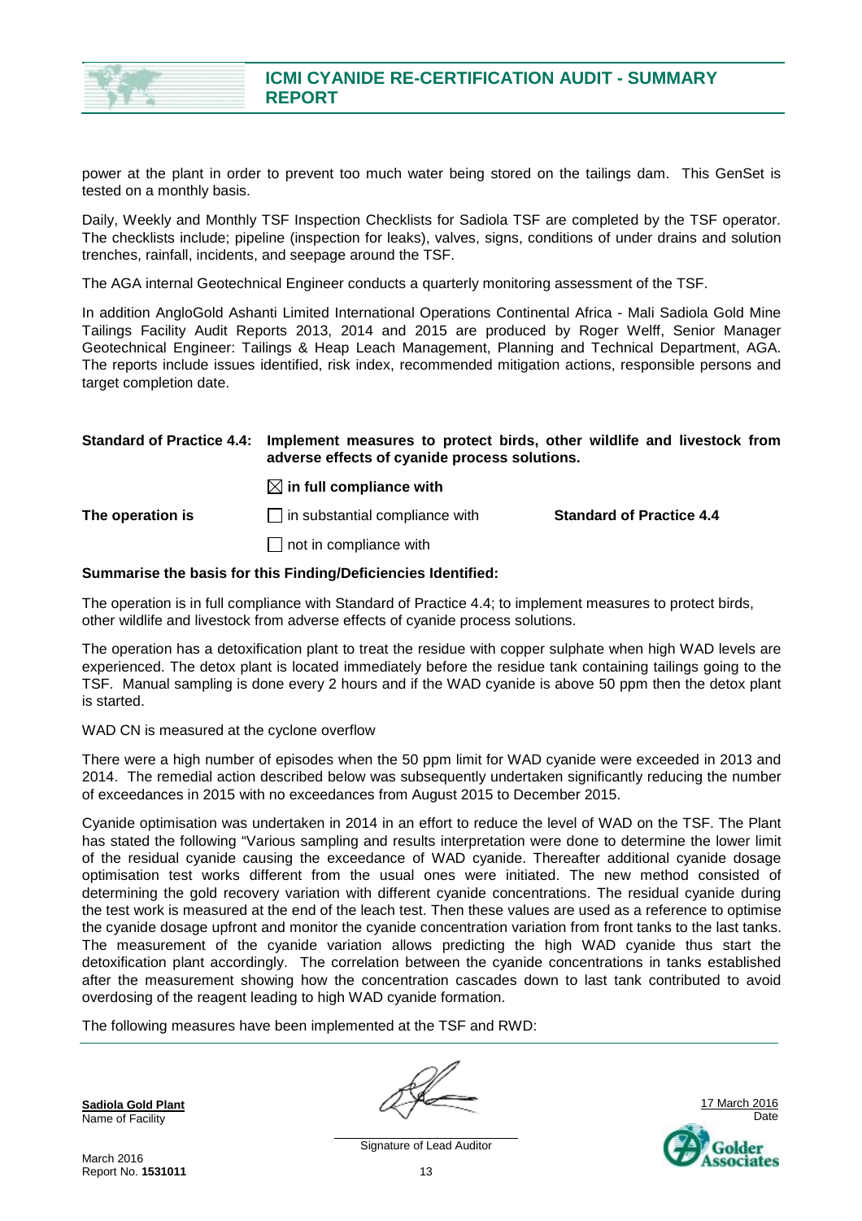power at the plant in order to prevent too much water being stored on the tailings dam. This GenSet is tested on a monthly basis.

Daily, Weekly and Monthly TSF Inspection Checklists for Sadiola TSF are completed by the TSF operator. The checklists include; pipeline (inspection for leaks), valves, signs, conditions of under drains and solution trenches, rainfall, incidents, and seepage around the TSF.

The AGA internal Geotechnical Engineer conducts a quarterly monitoring assessment of the TSF.

In addition AngloGold Ashanti Limited International Operations Continental Africa - Mali Sadiola Gold Mine Tailings Facility Audit Reports 2013, 2014 and 2015 are produced by Roger Welff, Senior Manager Geotechnical Engineer: Tailings & Heap Leach Management, Planning and Technical Department, AGA. The reports include issues identified, risk index, recommended mitigation actions, responsible persons and target completion date.

**Standard of Practice 4.4: Implement measures to protect birds, other wildlife and livestock from adverse effects of cyanide process solutions.**

| | | |
|---|---|---|
| | ☒ **in full compliance with** | |
| **The operation is** | ☐ in substantial compliance with | **Standard of Practice 4.4** |
| | ☐ not in compliance with | |

**Summarise the basis for this Finding/Deficiencies Identified:**

The operation is in full compliance with Standard of Practice 4.4; to implement measures to protect birds, other wildlife and livestock from adverse effects of cyanide process solutions.

The operation has a detoxification plant to treat the residue with copper sulphate when high WAD levels are experienced. The detox plant is located immediately before the residue tank containing tailings going to the TSF. Manual sampling is done every 2 hours and if the WAD cyanide is above 50 ppm then the detox plant is started.

WAD CN is measured at the cyclone overflow

There were a high number of episodes when the 50 ppm limit for WAD cyanide were exceeded in 2013 and 2014. The remedial action described below was subsequently undertaken significantly reducing the number of exceedances in 2015 with no exceedances from August 2015 to December 2015.

Cyanide optimisation was undertaken in 2014 in an effort to reduce the level of WAD on the TSF. The Plant has stated the following "Various sampling and results interpretation were done to determine the lower limit of the residual cyanide causing the exceedance of WAD cyanide. Thereafter additional cyanide dosage optimisation test works different from the usual ones were initiated. The new method consisted of determining the gold recovery variation with different cyanide concentrations. The residual cyanide during the test work is measured at the end of the leach test. Then these values are used as a reference to optimise the cyanide dosage upfront and monitor the cyanide concentration variation from front tanks to the last tanks. The measurement of the cyanide variation allows predicting the high WAD cyanide thus start the detoxification plant accordingly. The correlation between the cyanide concentrations in tanks established after the measurement showing how the concentration cascades down to last tank contributed to avoid overdosing of the reagent leading to high WAD cyanide formation.

The following measures have been implemented at the TSF and RWD:

**Sadiola Gold Plant**
Name of Facility

Signature of Lead Auditor

17 March 2016
Date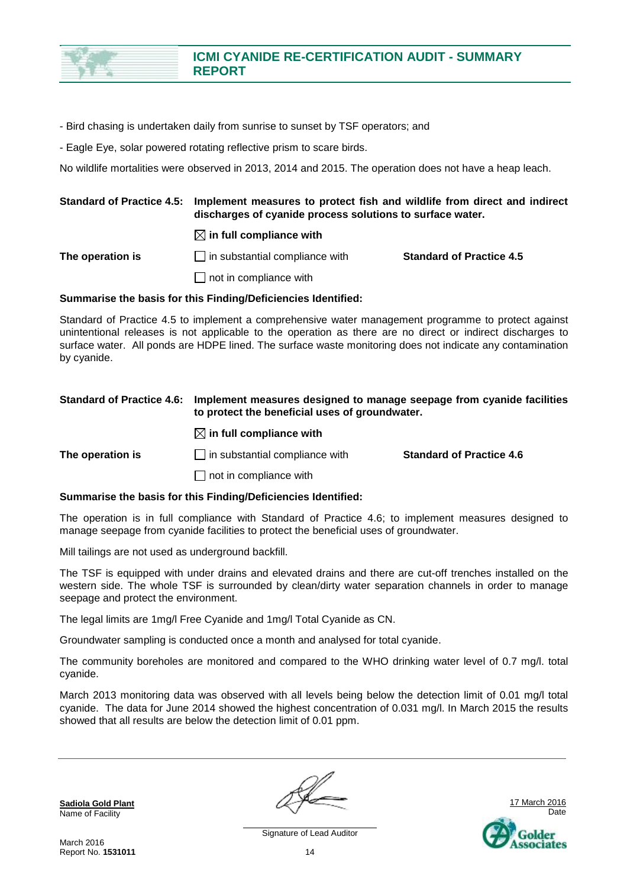- Bird chasing is undertaken daily from sunrise to sunset by TSF operators; and

- Eagle Eye, solar powered rotating reflective prism to scare birds.

No wildlife mortalities were observed in 2013, 2014 and 2015. The operation does not have a heap leach.

**Standard of Practice 4.5: Implement measures to protect fish and wildlife from direct and indirect discharges of cyanide process solutions to surface water.**

**The operation is**

☒ **in full compliance with**

☐ in substantial compliance with

☐ not in compliance with

**Standard of Practice 4.5**

**Summarise the basis for this Finding/Deficiencies Identified:**

Standard of Practice 4.5 to implement a comprehensive water management programme to protect against unintentional releases is not applicable to the operation as there are no direct or indirect discharges to surface water. All ponds are HDPE lined. The surface waste monitoring does not indicate any contamination by cyanide.

**Standard of Practice 4.6: Implement measures designed to manage seepage from cyanide facilities to protect the beneficial uses of groundwater.**

**The operation is**

☒ **in full compliance with**

☐ in substantial compliance with

☐ not in compliance with

**Standard of Practice 4.6**

**Summarise the basis for this Finding/Deficiencies Identified:**

The operation is in full compliance with Standard of Practice 4.6; to implement measures designed to manage seepage from cyanide facilities to protect the beneficial uses of groundwater.

Mill tailings are not used as underground backfill.

The TSF is equipped with under drains and elevated drains and there are cut-off trenches installed on the western side. The whole TSF is surrounded by clean/dirty water separation channels in order to manage seepage and protect the environment.

The legal limits are 1mg/l Free Cyanide and 1mg/l Total Cyanide as CN.

Groundwater sampling is conducted once a month and analysed for total cyanide.

The community boreholes are monitored and compared to the WHO drinking water level of 0.7 mg/l. total cyanide.

March 2013 monitoring data was observed with all levels being below the detection limit of 0.01 mg/l total cyanide. The data for June 2014 showed the highest concentration of 0.031 mg/l. In March 2015 the results showed that all results are below the detection limit of 0.01 ppm.

**Sadiola Gold Plant**
Name of Facility

Signature of Lead Auditor

17 March 2016
Date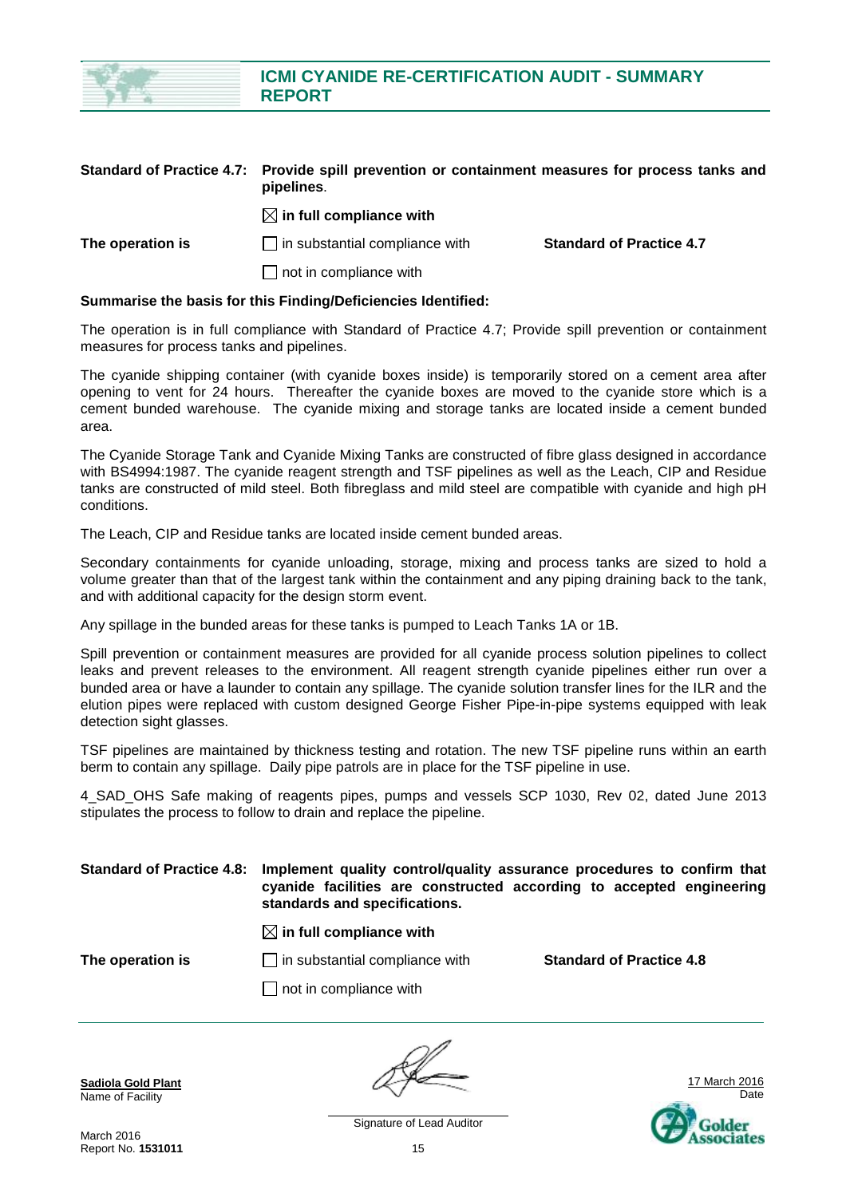**Standard of Practice 4.7: Provide spill prevention or containment measures for process tanks and pipelines.**

| | | |
|---|---|---|
| | ☒ **in full compliance with** | |
| **The operation is** | ☐ in substantial compliance with | **Standard of Practice 4.7** |
| | ☐ not in compliance with | |

**Summarise the basis for this Finding/Deficiencies Identified:**

The operation is in full compliance with Standard of Practice 4.7; Provide spill prevention or containment measures for process tanks and pipelines.

The cyanide shipping container (with cyanide boxes inside) is temporarily stored on a cement area after opening to vent for 24 hours. Thereafter the cyanide boxes are moved to the cyanide store which is a cement bunded warehouse. The cyanide mixing and storage tanks are located inside a cement bunded area.

The Cyanide Storage Tank and Cyanide Mixing Tanks are constructed of fibre glass designed in accordance with BS4994:1987. The cyanide reagent strength and TSF pipelines as well as the Leach, CIP and Residue tanks are constructed of mild steel. Both fibreglass and mild steel are compatible with cyanide and high pH conditions.

The Leach, CIP and Residue tanks are located inside cement bunded areas.

Secondary containments for cyanide unloading, storage, mixing and process tanks are sized to hold a volume greater than that of the largest tank within the containment and any piping draining back to the tank, and with additional capacity for the design storm event.

Any spillage in the bunded areas for these tanks is pumped to Leach Tanks 1A or 1B.

Spill prevention or containment measures are provided for all cyanide process solution pipelines to collect leaks and prevent releases to the environment. All reagent strength cyanide pipelines either run over a bunded area or have a launder to contain any spillage. The cyanide solution transfer lines for the ILR and the elution pipes were replaced with custom designed George Fisher Pipe-in-pipe systems equipped with leak detection sight glasses.

TSF pipelines are maintained by thickness testing and rotation. The new TSF pipeline runs within an earth berm to contain any spillage. Daily pipe patrols are in place for the TSF pipeline in use.

4_SAD_OHS Safe making of reagents pipes, pumps and vessels SCP 1030, Rev 02, dated June 2013 stipulates the process to follow to drain and replace the pipeline.

**Standard of Practice 4.8: Implement quality control/quality assurance procedures to confirm that cyanide facilities are constructed according to accepted engineering standards and specifications.**

| | | |
|---|---|---|
| | ☒ **in full compliance with** | |
| **The operation is** | ☐ in substantial compliance with | **Standard of Practice 4.8** |
| | ☐ not in compliance with | |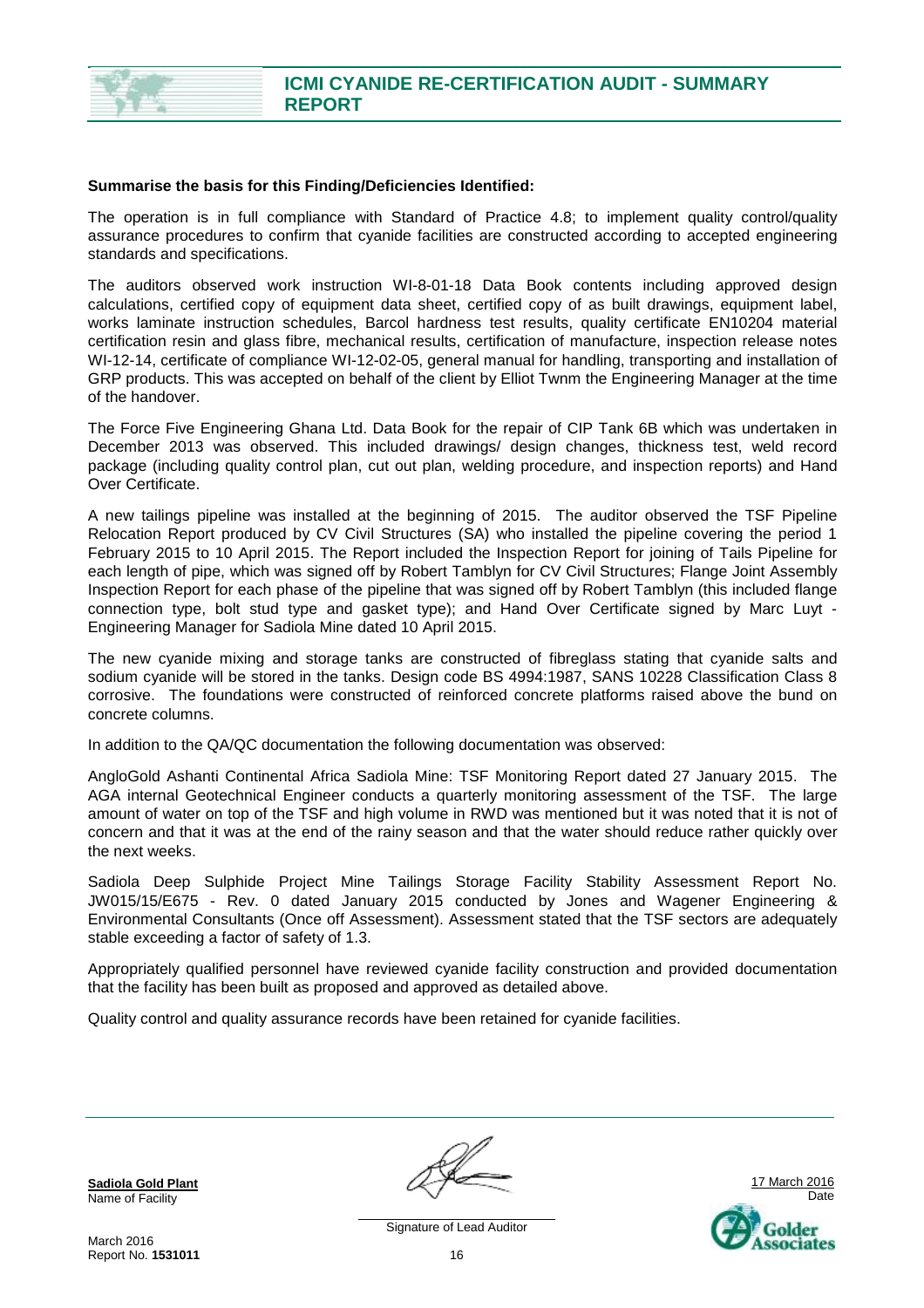**Summarise the basis for this Finding/Deficiencies Identified:**

The operation is in full compliance with Standard of Practice 4.8; to implement quality control/quality assurance procedures to confirm that cyanide facilities are constructed according to accepted engineering standards and specifications.

The auditors observed work instruction WI-8-01-18 Data Book contents including approved design calculations, certified copy of equipment data sheet, certified copy of as built drawings, equipment label, works laminate instruction schedules, Barcol hardness test results, quality certificate EN10204 material certification resin and glass fibre, mechanical results, certification of manufacture, inspection release notes WI-12-14, certificate of compliance WI-12-02-05, general manual for handling, transporting and installation of GRP products. This was accepted on behalf of the client by Elliot Twnm the Engineering Manager at the time of the handover.

The Force Five Engineering Ghana Ltd. Data Book for the repair of CIP Tank 6B which was undertaken in December 2013 was observed. This included drawings/ design changes, thickness test, weld record package (including quality control plan, cut out plan, welding procedure, and inspection reports) and Hand Over Certificate.

A new tailings pipeline was installed at the beginning of 2015. The auditor observed the TSF Pipeline Relocation Report produced by CV Civil Structures (SA) who installed the pipeline covering the period 1 February 2015 to 10 April 2015. The Report included the Inspection Report for joining of Tails Pipeline for each length of pipe, which was signed off by Robert Tamblyn for CV Civil Structures; Flange Joint Assembly Inspection Report for each phase of the pipeline that was signed off by Robert Tamblyn (this included flange connection type, bolt stud type and gasket type); and Hand Over Certificate signed by Marc Luyt - Engineering Manager for Sadiola Mine dated 10 April 2015.

The new cyanide mixing and storage tanks are constructed of fibreglass stating that cyanide salts and sodium cyanide will be stored in the tanks. Design code BS 4994:1987, SANS 10228 Classification Class 8 corrosive. The foundations were constructed of reinforced concrete platforms raised above the bund on concrete columns.

In addition to the QA/QC documentation the following documentation was observed:

AngloGold Ashanti Continental Africa Sadiola Mine: TSF Monitoring Report dated 27 January 2015. The AGA internal Geotechnical Engineer conducts a quarterly monitoring assessment of the TSF. The large amount of water on top of the TSF and high volume in RWD was mentioned but it was noted that it is not of concern and that it was at the end of the rainy season and that the water should reduce rather quickly over the next weeks.

Sadiola Deep Sulphide Project Mine Tailings Storage Facility Stability Assessment Report No. JW015/15/E675 - Rev. 0 dated January 2015 conducted by Jones and Wagener Engineering & Environmental Consultants (Once off Assessment). Assessment stated that the TSF sectors are adequately stable exceeding a factor of safety of 1.3.

Appropriately qualified personnel have reviewed cyanide facility construction and provided documentation that the facility has been built as proposed and approved as detailed above.

Quality control and quality assurance records have been retained for cyanide facilities.

**Sadiola Gold Plant**
Name of Facility

Signature of Lead Auditor

17 March 2016
Date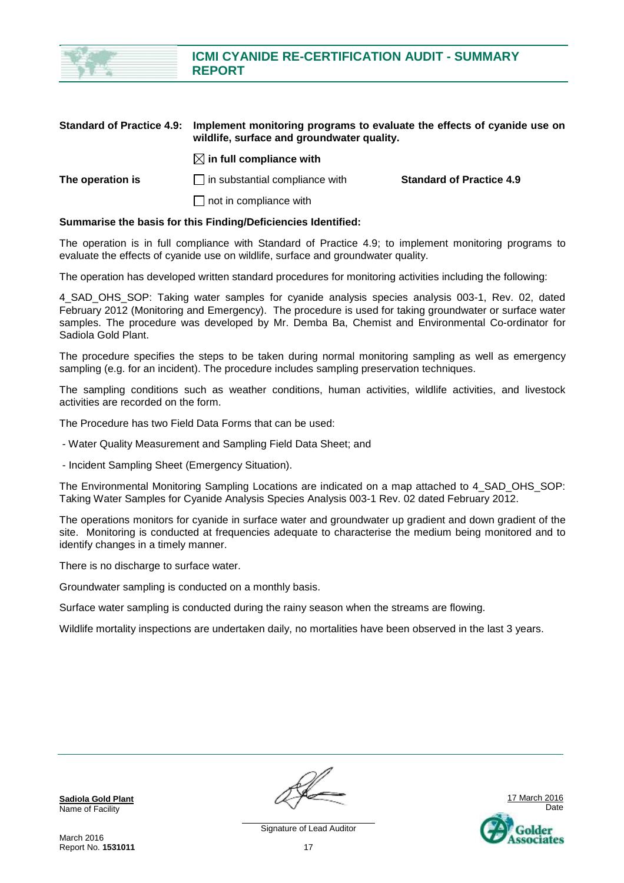**Standard of Practice 4.9: Implement monitoring programs to evaluate the effects of cyanide use on wildlife, surface and groundwater quality.**

**The operation is**

☒ **in full compliance with**

☐ in substantial compliance with

☐ not in compliance with

**Standard of Practice 4.9**

**Summarise the basis for this Finding/Deficiencies Identified:**

The operation is in full compliance with Standard of Practice 4.9; to implement monitoring programs to evaluate the effects of cyanide use on wildlife, surface and groundwater quality.

The operation has developed written standard procedures for monitoring activities including the following:

4_SAD_OHS_SOP: Taking water samples for cyanide analysis species analysis 003-1, Rev. 02, dated February 2012 (Monitoring and Emergency). The procedure is used for taking groundwater or surface water samples. The procedure was developed by Mr. Demba Ba, Chemist and Environmental Co-ordinator for Sadiola Gold Plant.

The procedure specifies the steps to be taken during normal monitoring sampling as well as emergency sampling (e.g. for an incident). The procedure includes sampling preservation techniques.

The sampling conditions such as weather conditions, human activities, wildlife activities, and livestock activities are recorded on the form.

The Procedure has two Field Data Forms that can be used:

- Water Quality Measurement and Sampling Field Data Sheet; and
- Incident Sampling Sheet (Emergency Situation).

The Environmental Monitoring Sampling Locations are indicated on a map attached to 4_SAD_OHS_SOP: Taking Water Samples for Cyanide Analysis Species Analysis 003-1 Rev. 02 dated February 2012.

The operations monitors for cyanide in surface water and groundwater up gradient and down gradient of the site. Monitoring is conducted at frequencies adequate to characterise the medium being monitored and to identify changes in a timely manner.

There is no discharge to surface water.

Groundwater sampling is conducted on a monthly basis.

Surface water sampling is conducted during the rainy season when the streams are flowing.

Wildlife mortality inspections are undertaken daily, no mortalities have been observed in the last 3 years.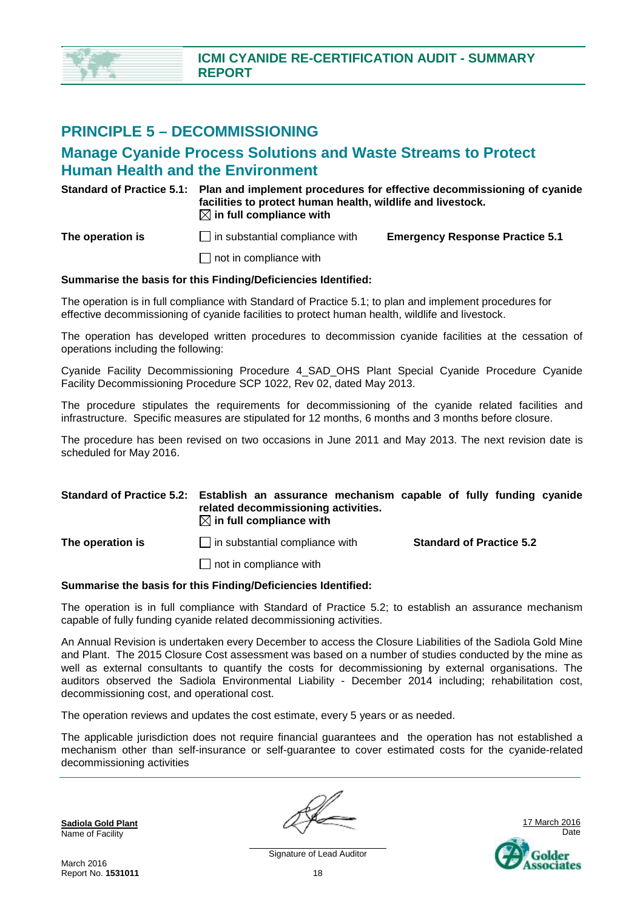## PRINCIPLE 5 – DECOMMISSIONING

## Manage Cyanide Process Solutions and Waste Streams to Protect Human Health and the Environment

**Standard of Practice 5.1: Plan and implement procedures for effective decommissioning of cyanide facilities to protect human health, wildlife and livestock.**

**The operation is**

☒ **in full compliance with**

☐ in substantial compliance with **Emergency Response Practice 5.1**

☐ not in compliance with

**Summarise the basis for this Finding/Deficiencies Identified:**

The operation is in full compliance with Standard of Practice 5.1; to plan and implement procedures for effective decommissioning of cyanide facilities to protect human health, wildlife and livestock.

The operation has developed written procedures to decommission cyanide facilities at the cessation of operations including the following:

Cyanide Facility Decommissioning Procedure 4_SAD_OHS Plant Special Cyanide Procedure Cyanide Facility Decommissioning Procedure SCP 1022, Rev 02, dated May 2013.

The procedure stipulates the requirements for decommissioning of the cyanide related facilities and infrastructure. Specific measures are stipulated for 12 months, 6 months and 3 months before closure.

The procedure has been revised on two occasions in June 2011 and May 2013. The next revision date is scheduled for May 2016.

**Standard of Practice 5.2: Establish an assurance mechanism capable of fully funding cyanide related decommissioning activities.**

**The operation is**

☒ **in full compliance with**

☐ in substantial compliance with **Standard of Practice 5.2**

☐ not in compliance with

**Summarise the basis for this Finding/Deficiencies Identified:**

The operation is in full compliance with Standard of Practice 5.2; to establish an assurance mechanism capable of fully funding cyanide related decommissioning activities.

An Annual Revision is undertaken every December to access the Closure Liabilities of the Sadiola Gold Mine and Plant. The 2015 Closure Cost assessment was based on a number of studies conducted by the mine as well as external consultants to quantify the costs for decommissioning by external organisations. The auditors observed the Sadiola Environmental Liability - December 2014 including; rehabilitation cost, decommissioning cost, and operational cost.

The operation reviews and updates the cost estimate, every 5 years or as needed.

The applicable jurisdiction does not require financial guarantees and the operation has not established a mechanism other than self-insurance or self-guarantee to cover estimated costs for the cyanide-related decommissioning activities

**Sadiola Gold Plant**
Name of Facility

Signature of Lead Auditor

17 March 2016
Date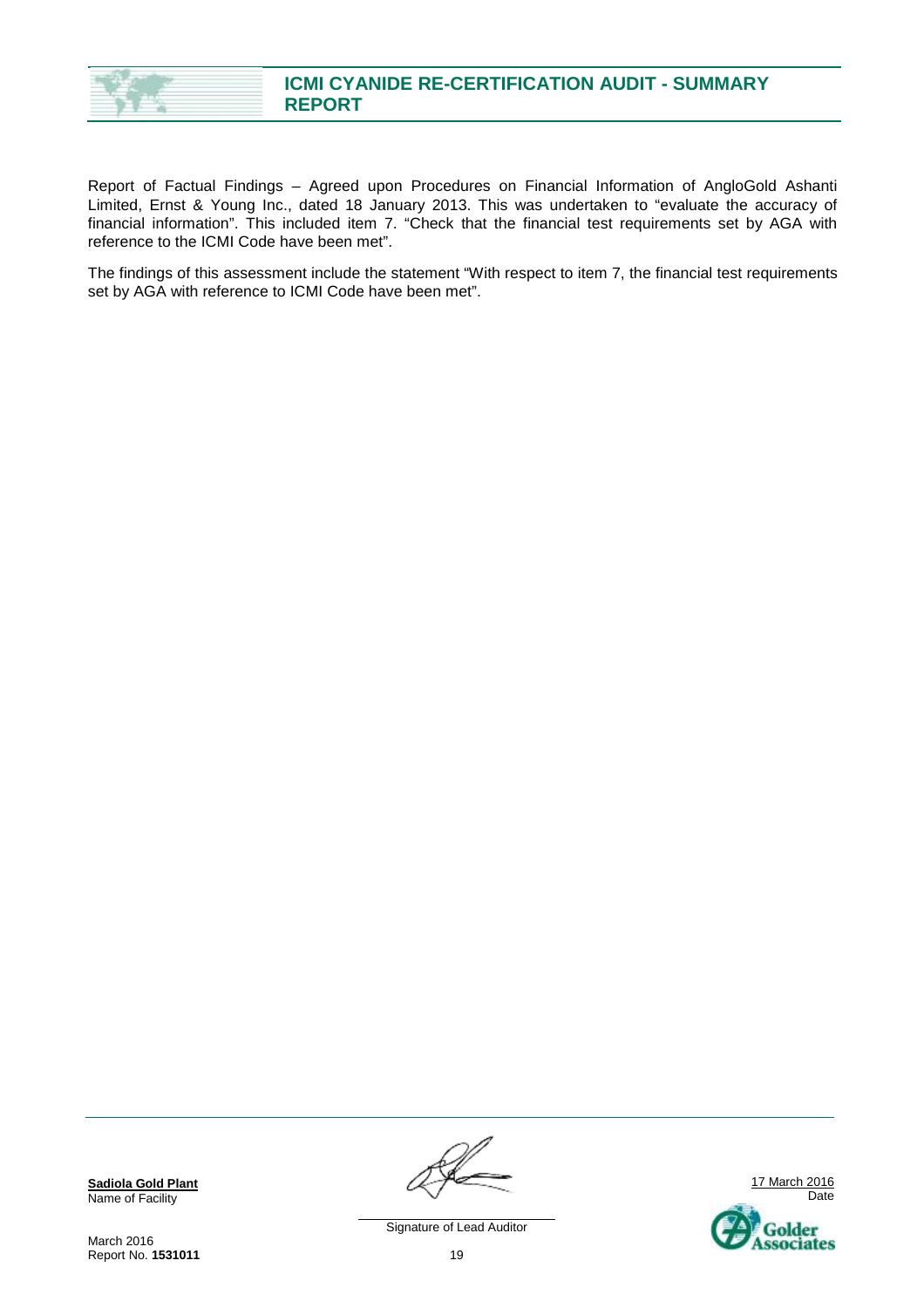Report of Factual Findings – Agreed upon Procedures on Financial Information of AngloGold Ashanti Limited, Ernst & Young Inc., dated 18 January 2013. This was undertaken to "evaluate the accuracy of financial information". This included item 7. "Check that the financial test requirements set by AGA with reference to the ICMI Code have been met".

The findings of this assessment include the statement "With respect to item 7, the financial test requirements set by AGA with reference to ICMI Code have been met".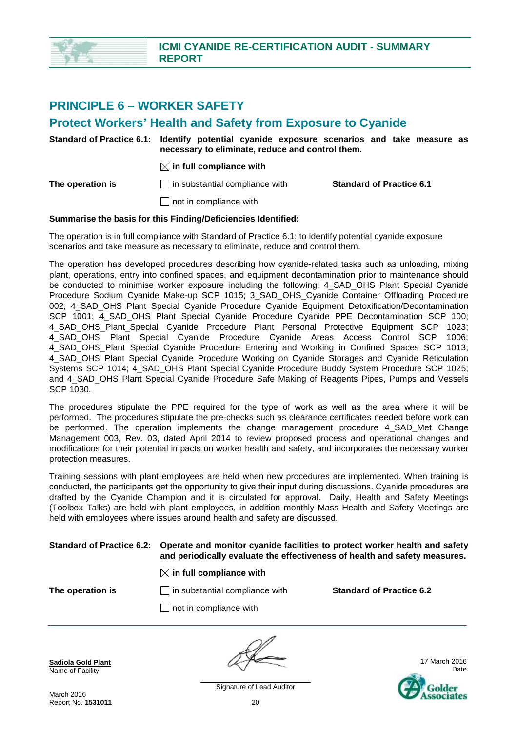## PRINCIPLE 6 – WORKER SAFETY

## Protect Workers' Health and Safety from Exposure to Cyanide

**Standard of Practice 6.1:** **Identify potential cyanide exposure scenarios and take measure as necessary to eliminate, reduce and control them.**

**The operation is**

☒ **in full compliance with**

☐ in substantial compliance with

☐ not in compliance with

**Standard of Practice 6.1**

**Summarise the basis for this Finding/Deficiencies Identified:**

The operation is in full compliance with Standard of Practice 6.1; to identify potential cyanide exposure scenarios and take measure as necessary to eliminate, reduce and control them.

The operation has developed procedures describing how cyanide-related tasks such as unloading, mixing plant, operations, entry into confined spaces, and equipment decontamination prior to maintenance should be conducted to minimise worker exposure including the following: 4_SAD_OHS Plant Special Cyanide Procedure Sodium Cyanide Make-up SCP 1015; 3_SAD_OHS_Cyanide Container Offloading Procedure 002; 4_SAD_OHS Plant Special Cyanide Procedure Cyanide Equipment Detoxification/Decontamination SCP 1001; 4_SAD_OHS Plant Special Cyanide Procedure Cyanide PPE Decontamination SCP 100; 4_SAD_OHS_Plant_Special Cyanide Procedure Plant Personal Protective Equipment SCP 1023; 4_SAD_OHS Plant Special Cyanide Procedure Cyanide Areas Access Control SCP 1006; 4_SAD_OHS_Plant Special Cyanide Procedure Entering and Working in Confined Spaces SCP 1013; 4_SAD_OHS Plant Special Cyanide Procedure Working on Cyanide Storages and Cyanide Reticulation Systems SCP 1014; 4_SAD_OHS Plant Special Cyanide Procedure Buddy System Procedure SCP 1025; and 4_SAD_OHS Plant Special Cyanide Procedure Safe Making of Reagents Pipes, Pumps and Vessels SCP 1030.

The procedures stipulate the PPE required for the type of work as well as the area where it will be performed. The procedures stipulate the pre-checks such as clearance certificates needed before work can be performed. The operation implements the change management procedure 4_SAD_Met Change Management 003, Rev. 03, dated April 2014 to review proposed process and operational changes and modifications for their potential impacts on worker health and safety, and incorporates the necessary worker protection measures.

Training sessions with plant employees are held when new procedures are implemented. When training is conducted, the participants get the opportunity to give their input during discussions. Cyanide procedures are drafted by the Cyanide Champion and it is circulated for approval. Daily, Health and Safety Meetings (Toolbox Talks) are held with plant employees, in addition monthly Mass Health and Safety Meetings are held with employees where issues around health and safety are discussed.

**Standard of Practice 6.2:** **Operate and monitor cyanide facilities to protect worker health and safety and periodically evaluate the effectiveness of health and safety measures.**

**The operation is**

☒ **in full compliance with**

☐ in substantial compliance with

☐ not in compliance with

**Standard of Practice 6.2**

**Sadiola Gold Plant**
Name of Facility

Signature of Lead Auditor

17 March 2016
Date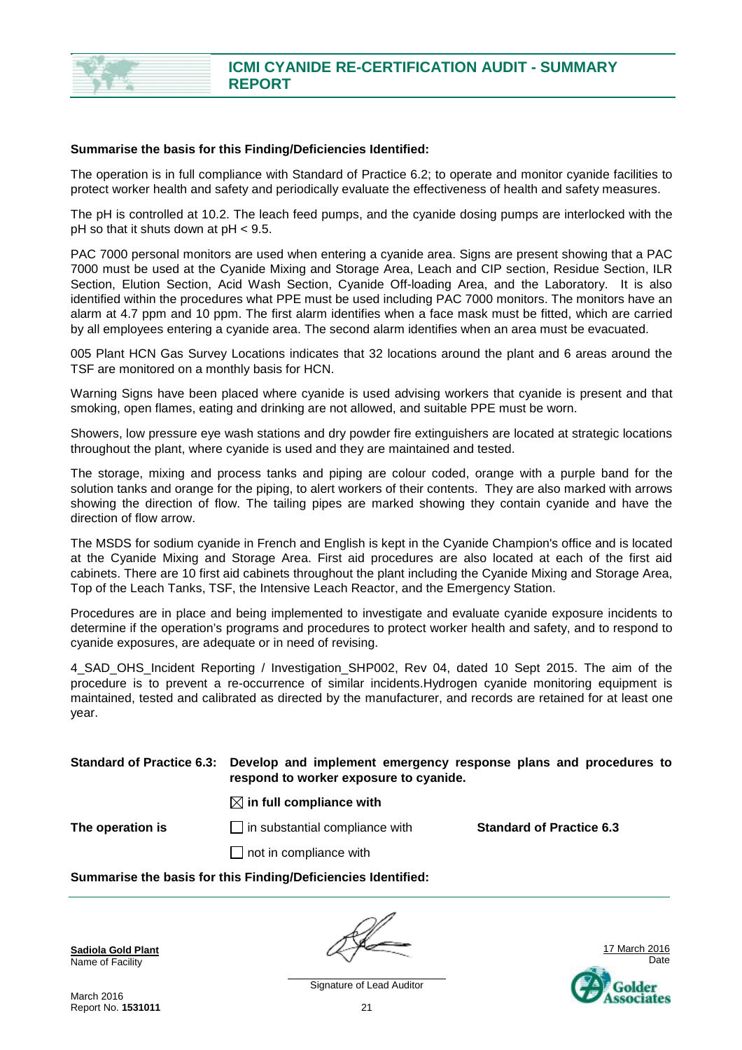**Summarise the basis for this Finding/Deficiencies Identified:**

The operation is in full compliance with Standard of Practice 6.2; to operate and monitor cyanide facilities to protect worker health and safety and periodically evaluate the effectiveness of health and safety measures.

The pH is controlled at 10.2. The leach feed pumps, and the cyanide dosing pumps are interlocked with the pH so that it shuts down at pH < 9.5.

PAC 7000 personal monitors are used when entering a cyanide area. Signs are present showing that a PAC 7000 must be used at the Cyanide Mixing and Storage Area, Leach and CIP section, Residue Section, ILR Section, Elution Section, Acid Wash Section, Cyanide Off-loading Area, and the Laboratory. It is also identified within the procedures what PPE must be used including PAC 7000 monitors. The monitors have an alarm at 4.7 ppm and 10 ppm. The first alarm identifies when a face mask must be fitted, which are carried by all employees entering a cyanide area. The second alarm identifies when an area must be evacuated.

005 Plant HCN Gas Survey Locations indicates that 32 locations around the plant and 6 areas around the TSF are monitored on a monthly basis for HCN.

Warning Signs have been placed where cyanide is used advising workers that cyanide is present and that smoking, open flames, eating and drinking are not allowed, and suitable PPE must be worn.

Showers, low pressure eye wash stations and dry powder fire extinguishers are located at strategic locations throughout the plant, where cyanide is used and they are maintained and tested.

The storage, mixing and process tanks and piping are colour coded, orange with a purple band for the solution tanks and orange for the piping, to alert workers of their contents. They are also marked with arrows showing the direction of flow. The tailing pipes are marked showing they contain cyanide and have the direction of flow arrow.

The MSDS for sodium cyanide in French and English is kept in the Cyanide Champion's office and is located at the Cyanide Mixing and Storage Area. First aid procedures are also located at each of the first aid cabinets. There are 10 first aid cabinets throughout the plant including the Cyanide Mixing and Storage Area, Top of the Leach Tanks, TSF, the Intensive Leach Reactor, and the Emergency Station.

Procedures are in place and being implemented to investigate and evaluate cyanide exposure incidents to determine if the operation's programs and procedures to protect worker health and safety, and to respond to cyanide exposures, are adequate or in need of revising.

4_SAD_OHS_Incident Reporting / Investigation_SHP002, Rev 04, dated 10 Sept 2015. The aim of the procedure is to prevent a re-occurrence of similar incidents.Hydrogen cyanide monitoring equipment is maintained, tested and calibrated as directed by the manufacturer, and records are retained for at least one year.

**Standard of Practice 6.3: Develop and implement emergency response plans and procedures to respond to worker exposure to cyanide.**

| | | |
|---|---|---|
| | ☒ **in full compliance with** | |
| **The operation is** | ☐ in substantial compliance with | **Standard of Practice 6.3** |
| | ☐ not in compliance with | |

**Summarise the basis for this Finding/Deficiencies Identified:**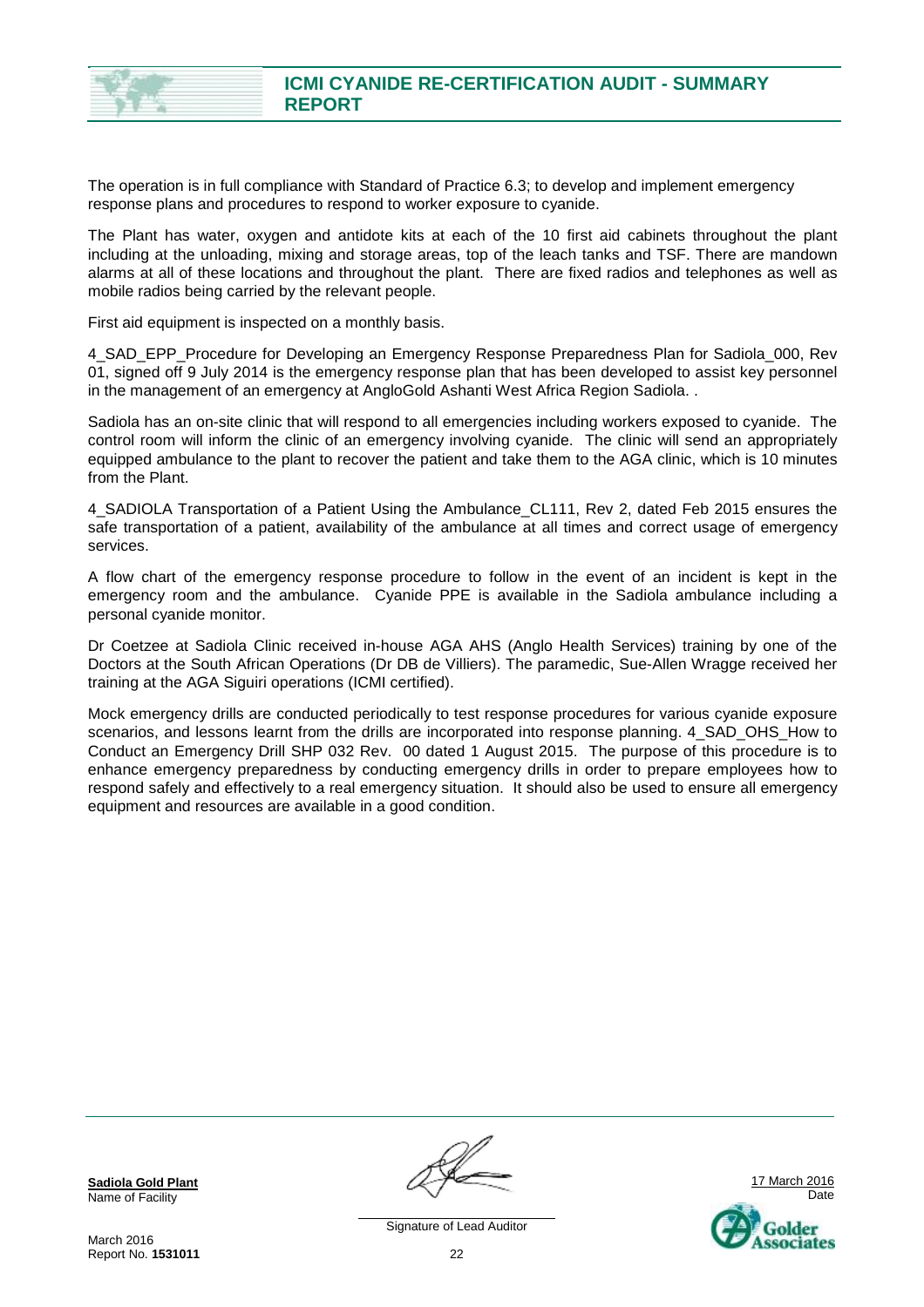The operation is in full compliance with Standard of Practice 6.3; to develop and implement emergency response plans and procedures to respond to worker exposure to cyanide.

The Plant has water, oxygen and antidote kits at each of the 10 first aid cabinets throughout the plant including at the unloading, mixing and storage areas, top of the leach tanks and TSF. There are mandown alarms at all of these locations and throughout the plant. There are fixed radios and telephones as well as mobile radios being carried by the relevant people.

First aid equipment is inspected on a monthly basis.

4_SAD_EPP_Procedure for Developing an Emergency Response Preparedness Plan for Sadiola_000, Rev 01, signed off 9 July 2014 is the emergency response plan that has been developed to assist key personnel in the management of an emergency at AngloGold Ashanti West Africa Region Sadiola. .

Sadiola has an on-site clinic that will respond to all emergencies including workers exposed to cyanide. The control room will inform the clinic of an emergency involving cyanide. The clinic will send an appropriately equipped ambulance to the plant to recover the patient and take them to the AGA clinic, which is 10 minutes from the Plant.

4_SADIOLA Transportation of a Patient Using the Ambulance_CL111, Rev 2, dated Feb 2015 ensures the safe transportation of a patient, availability of the ambulance at all times and correct usage of emergency services.

A flow chart of the emergency response procedure to follow in the event of an incident is kept in the emergency room and the ambulance. Cyanide PPE is available in the Sadiola ambulance including a personal cyanide monitor.

Dr Coetzee at Sadiola Clinic received in-house AGA AHS (Anglo Health Services) training by one of the Doctors at the South African Operations (Dr DB de Villiers). The paramedic, Sue-Allen Wragge received her training at the AGA Siguiri operations (ICMI certified).

Mock emergency drills are conducted periodically to test response procedures for various cyanide exposure scenarios, and lessons learnt from the drills are incorporated into response planning. 4_SAD_OHS_How to Conduct an Emergency Drill SHP 032 Rev. 00 dated 1 August 2015. The purpose of this procedure is to enhance emergency preparedness by conducting emergency drills in order to prepare employees how to respond safely and effectively to a real emergency situation. It should also be used to ensure all emergency equipment and resources are available in a good condition.

**Sadiola Gold Plant**
Name of Facility

Signature of Lead Auditor

17 March 2016
Date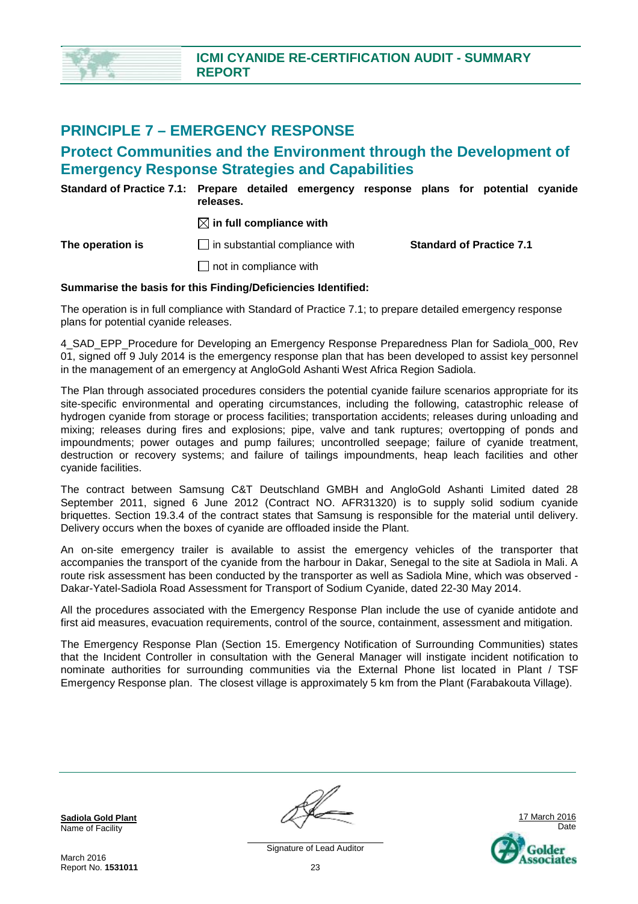## PRINCIPLE 7 – EMERGENCY RESPONSE

### Protect Communities and the Environment through the Development of Emergency Response Strategies and Capabilities

**Standard of Practice 7.1: Prepare detailed emergency response plans for potential cyanide releases.**

| | | |
|---|---|---|
| | ☒ **in full compliance with** | |
| **The operation is** | ☐ in substantial compliance with | **Standard of Practice 7.1** |
| | ☐ not in compliance with | |

**Summarise the basis for this Finding/Deficiencies Identified:**

The operation is in full compliance with Standard of Practice 7.1; to prepare detailed emergency response plans for potential cyanide releases.

4_SAD_EPP_Procedure for Developing an Emergency Response Preparedness Plan for Sadiola_000, Rev 01, signed off 9 July 2014 is the emergency response plan that has been developed to assist key personnel in the management of an emergency at AngloGold Ashanti West Africa Region Sadiola.

The Plan through associated procedures considers the potential cyanide failure scenarios appropriate for its site-specific environmental and operating circumstances, including the following, catastrophic release of hydrogen cyanide from storage or process facilities; transportation accidents; releases during unloading and mixing; releases during fires and explosions; pipe, valve and tank ruptures; overtopping of ponds and impoundments; power outages and pump failures; uncontrolled seepage; failure of cyanide treatment, destruction or recovery systems; and failure of tailings impoundments, heap leach facilities and other cyanide facilities.

The contract between Samsung C&T Deutschland GMBH and AngloGold Ashanti Limited dated 28 September 2011, signed 6 June 2012 (Contract NO. AFR31320) is to supply solid sodium cyanide briquettes. Section 19.3.4 of the contract states that Samsung is responsible for the material until delivery. Delivery occurs when the boxes of cyanide are offloaded inside the Plant.

An on-site emergency trailer is available to assist the emergency vehicles of the transporter that accompanies the transport of the cyanide from the harbour in Dakar, Senegal to the site at Sadiola in Mali. A route risk assessment has been conducted by the transporter as well as Sadiola Mine, which was observed - Dakar-Yatel-Sadiola Road Assessment for Transport of Sodium Cyanide, dated 22-30 May 2014.

All the procedures associated with the Emergency Response Plan include the use of cyanide antidote and first aid measures, evacuation requirements, control of the source, containment, assessment and mitigation.

The Emergency Response Plan (Section 15. Emergency Notification of Surrounding Communities) states that the Incident Controller in consultation with the General Manager will instigate incident notification to nominate authorities for surrounding communities via the External Phone list located in Plant / TSF Emergency Response plan. The closest village is approximately 5 km from the Plant (Farabakouta Village).

**Sadiola Gold Plant**
Name of Facility

Signature of Lead Auditor

17 March 2016
Date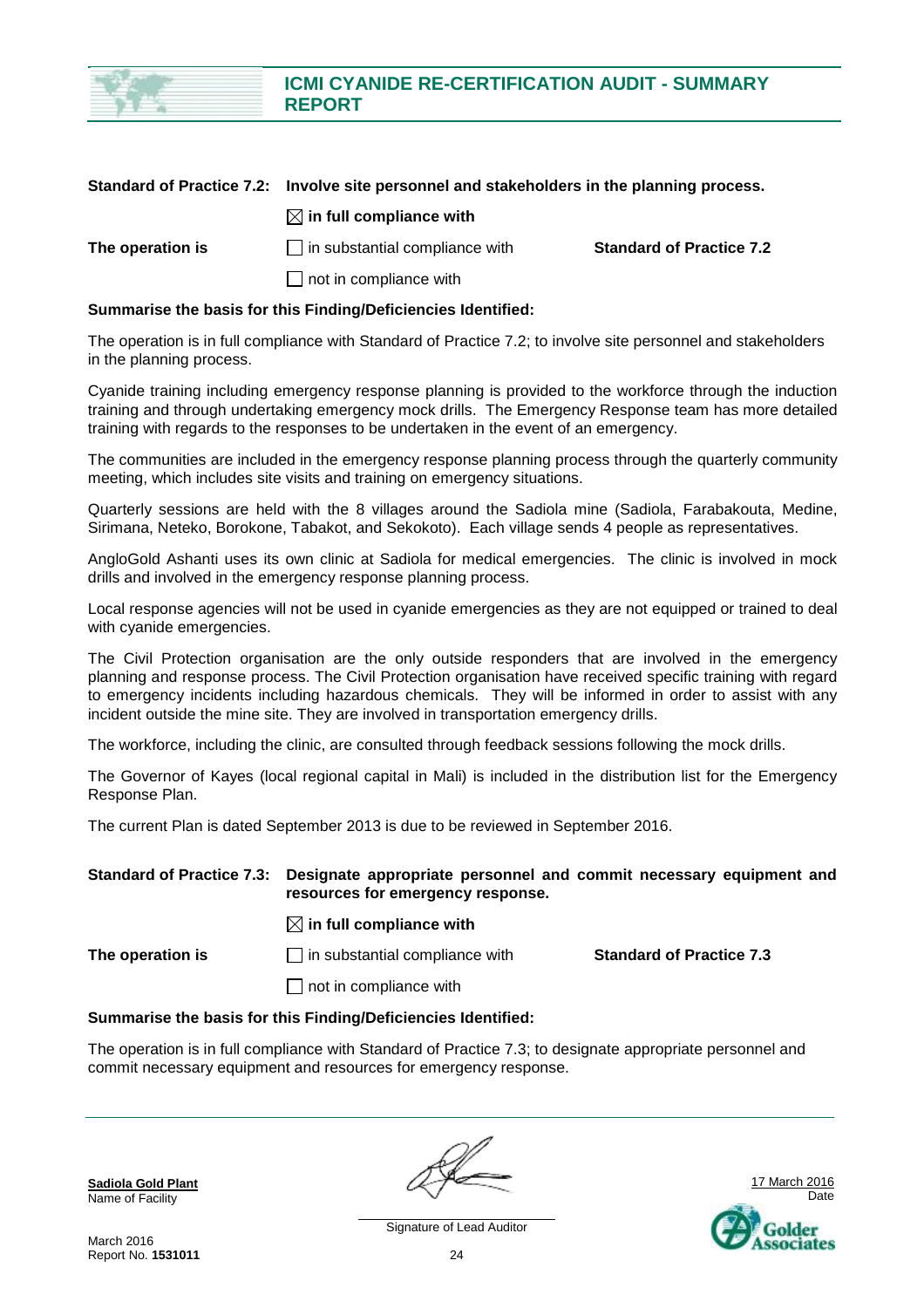**Standard of Practice 7.2: Involve site personnel and stakeholders in the planning process.**

**The operation is**

☒ **in full compliance with**

☐ in substantial compliance with **Standard of Practice 7.2**

☐ not in compliance with

**Summarise the basis for this Finding/Deficiencies Identified:**

The operation is in full compliance with Standard of Practice 7.2; to involve site personnel and stakeholders in the planning process.

Cyanide training including emergency response planning is provided to the workforce through the induction training and through undertaking emergency mock drills. The Emergency Response team has more detailed training with regards to the responses to be undertaken in the event of an emergency.

The communities are included in the emergency response planning process through the quarterly community meeting, which includes site visits and training on emergency situations.

Quarterly sessions are held with the 8 villages around the Sadiola mine (Sadiola, Farabakouta, Medine, Sirimana, Neteko, Borokone, Tabakot, and Sekokoto). Each village sends 4 people as representatives.

AngloGold Ashanti uses its own clinic at Sadiola for medical emergencies. The clinic is involved in mock drills and involved in the emergency response planning process.

Local response agencies will not be used in cyanide emergencies as they are not equipped or trained to deal with cyanide emergencies.

The Civil Protection organisation are the only outside responders that are involved in the emergency planning and response process. The Civil Protection organisation have received specific training with regard to emergency incidents including hazardous chemicals. They will be informed in order to assist with any incident outside the mine site. They are involved in transportation emergency drills.

The workforce, including the clinic, are consulted through feedback sessions following the mock drills.

The Governor of Kayes (local regional capital in Mali) is included in the distribution list for the Emergency Response Plan.

The current Plan is dated September 2013 is due to be reviewed in September 2016.

**Standard of Practice 7.3: Designate appropriate personnel and commit necessary equipment and resources for emergency response.**

**The operation is**

☒ **in full compliance with**

☐ in substantial compliance with **Standard of Practice 7.3**

☐ not in compliance with

**Summarise the basis for this Finding/Deficiencies Identified:**

The operation is in full compliance with Standard of Practice 7.3; to designate appropriate personnel and commit necessary equipment and resources for emergency response.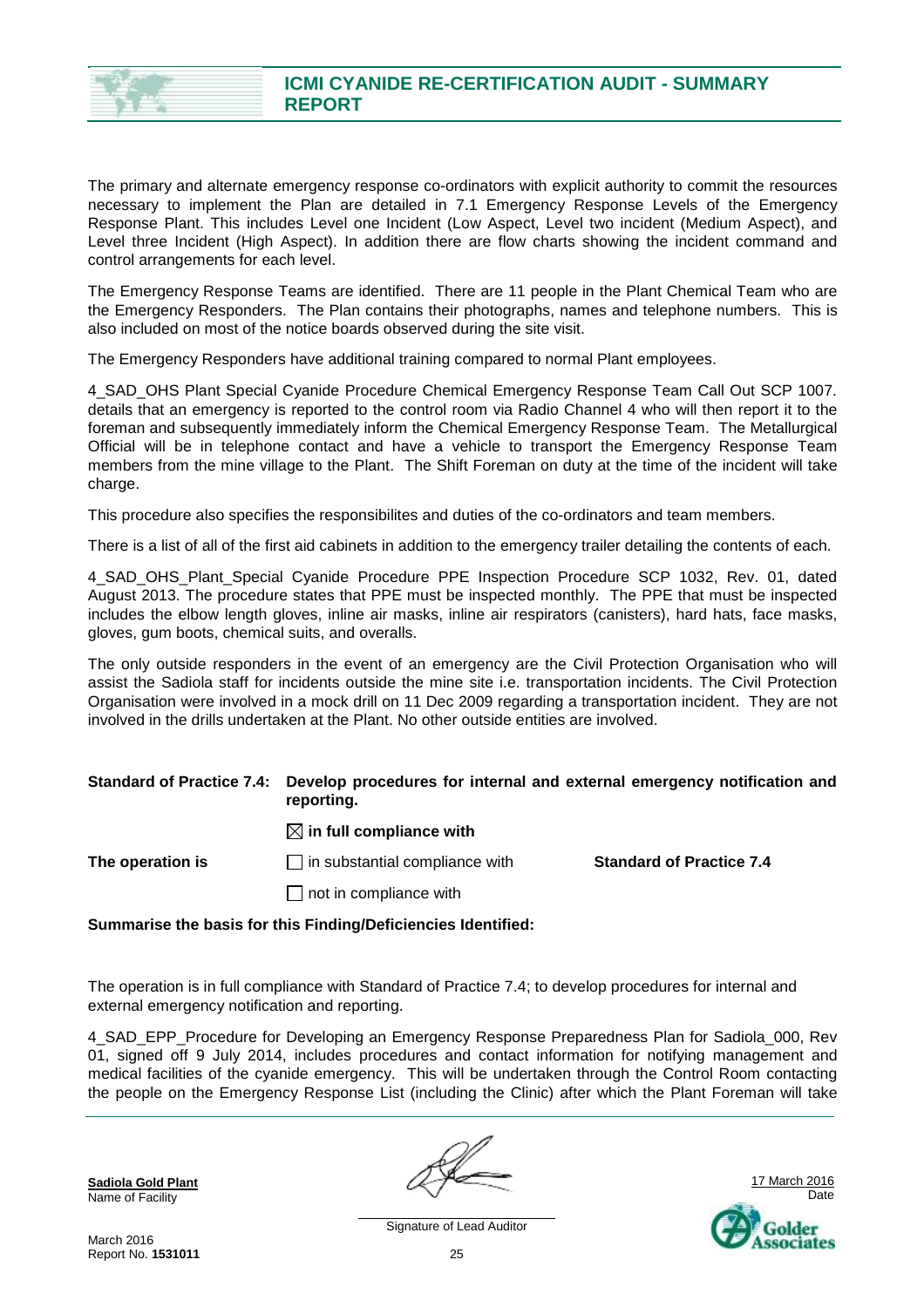The primary and alternate emergency response co-ordinators with explicit authority to commit the resources necessary to implement the Plan are detailed in 7.1 Emergency Response Levels of the Emergency Response Plant. This includes Level one Incident (Low Aspect, Level two incident (Medium Aspect), and Level three Incident (High Aspect). In addition there are flow charts showing the incident command and control arrangements for each level.

The Emergency Response Teams are identified. There are 11 people in the Plant Chemical Team who are the Emergency Responders. The Plan contains their photographs, names and telephone numbers. This is also included on most of the notice boards observed during the site visit.

The Emergency Responders have additional training compared to normal Plant employees.

4_SAD_OHS Plant Special Cyanide Procedure Chemical Emergency Response Team Call Out SCP 1007. details that an emergency is reported to the control room via Radio Channel 4 who will then report it to the foreman and subsequently immediately inform the Chemical Emergency Response Team. The Metallurgical Official will be in telephone contact and have a vehicle to transport the Emergency Response Team members from the mine village to the Plant. The Shift Foreman on duty at the time of the incident will take charge.

This procedure also specifies the responsibilites and duties of the co-ordinators and team members.

There is a list of all of the first aid cabinets in addition to the emergency trailer detailing the contents of each.

4_SAD_OHS_Plant_Special Cyanide Procedure PPE Inspection Procedure SCP 1032, Rev. 01, dated August 2013. The procedure states that PPE must be inspected monthly. The PPE that must be inspected includes the elbow length gloves, inline air masks, inline air respirators (canisters), hard hats, face masks, gloves, gum boots, chemical suits, and overalls.

The only outside responders in the event of an emergency are the Civil Protection Organisation who will assist the Sadiola staff for incidents outside the mine site i.e. transportation incidents. The Civil Protection Organisation were involved in a mock drill on 11 Dec 2009 regarding a transportation incident. They are not involved in the drills undertaken at the Plant. No other outside entities are involved.

**Standard of Practice 7.4: Develop procedures for internal and external emergency notification and reporting.**

| | | |
|---|---|---|
| | ☒ **in full compliance with** | |
| **The operation is** | ☐ in substantial compliance with | **Standard of Practice 7.4** |
| | ☐ not in compliance with | |

**Summarise the basis for this Finding/Deficiencies Identified:**

The operation is in full compliance with Standard of Practice 7.4; to develop procedures for internal and external emergency notification and reporting.

4_SAD_EPP_Procedure for Developing an Emergency Response Preparedness Plan for Sadiola_000, Rev 01, signed off 9 July 2014, includes procedures and contact information for notifying management and medical facilities of the cyanide emergency. This will be undertaken through the Control Room contacting the people on the Emergency Response List (including the Clinic) after which the Plant Foreman will take

**Sadiola Gold Plant**
Name of Facility

Signature of Lead Auditor

17 March 2016
Date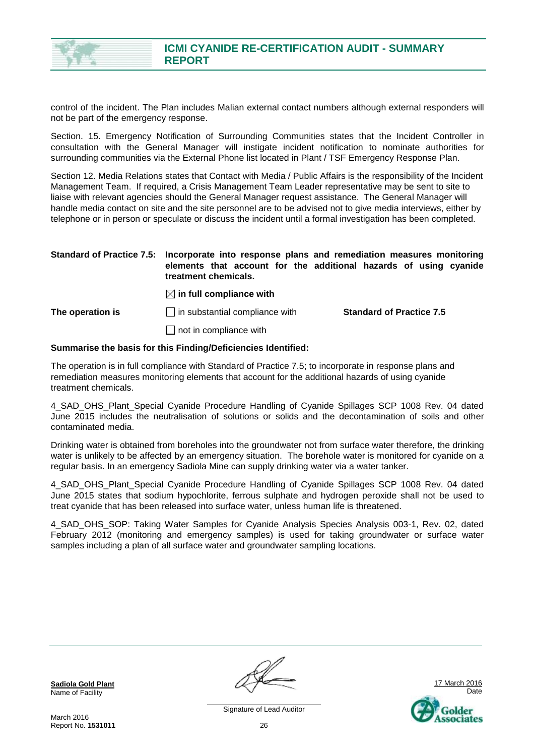control of the incident. The Plan includes Malian external contact numbers although external responders will not be part of the emergency response.

Section. 15. Emergency Notification of Surrounding Communities states that the Incident Controller in consultation with the General Manager will instigate incident notification to nominate authorities for surrounding communities via the External Phone list located in Plant / TSF Emergency Response Plan.

Section 12. Media Relations states that Contact with Media / Public Affairs is the responsibility of the Incident Management Team. If required, a Crisis Management Team Leader representative may be sent to site to liaise with relevant agencies should the General Manager request assistance. The General Manager will handle media contact on site and the site personnel are to be advised not to give media interviews, either by telephone or in person or speculate or discuss the incident until a formal investigation has been completed.

**Standard of Practice 7.5: Incorporate into response plans and remediation measures monitoring elements that account for the additional hazards of using cyanide treatment chemicals.**

**The operation is**

☒ **in full compliance with**

☐ in substantial compliance with

☐ not in compliance with

**Standard of Practice 7.5**

**Summarise the basis for this Finding/Deficiencies Identified:**

The operation is in full compliance with Standard of Practice 7.5; to incorporate in response plans and remediation measures monitoring elements that account for the additional hazards of using cyanide treatment chemicals.

4_SAD_OHS_Plant_Special Cyanide Procedure Handling of Cyanide Spillages SCP 1008 Rev. 04 dated June 2015 includes the neutralisation of solutions or solids and the decontamination of soils and other contaminated media.

Drinking water is obtained from boreholes into the groundwater not from surface water therefore, the drinking water is unlikely to be affected by an emergency situation. The borehole water is monitored for cyanide on a regular basis. In an emergency Sadiola Mine can supply drinking water via a water tanker.

4_SAD_OHS_Plant_Special Cyanide Procedure Handling of Cyanide Spillages SCP 1008 Rev. 04 dated June 2015 states that sodium hypochlorite, ferrous sulphate and hydrogen peroxide shall not be used to treat cyanide that has been released into surface water, unless human life is threatened.

4_SAD_OHS_SOP: Taking Water Samples for Cyanide Analysis Species Analysis 003-1, Rev. 02, dated February 2012 (monitoring and emergency samples) is used for taking groundwater or surface water samples including a plan of all surface water and groundwater sampling locations.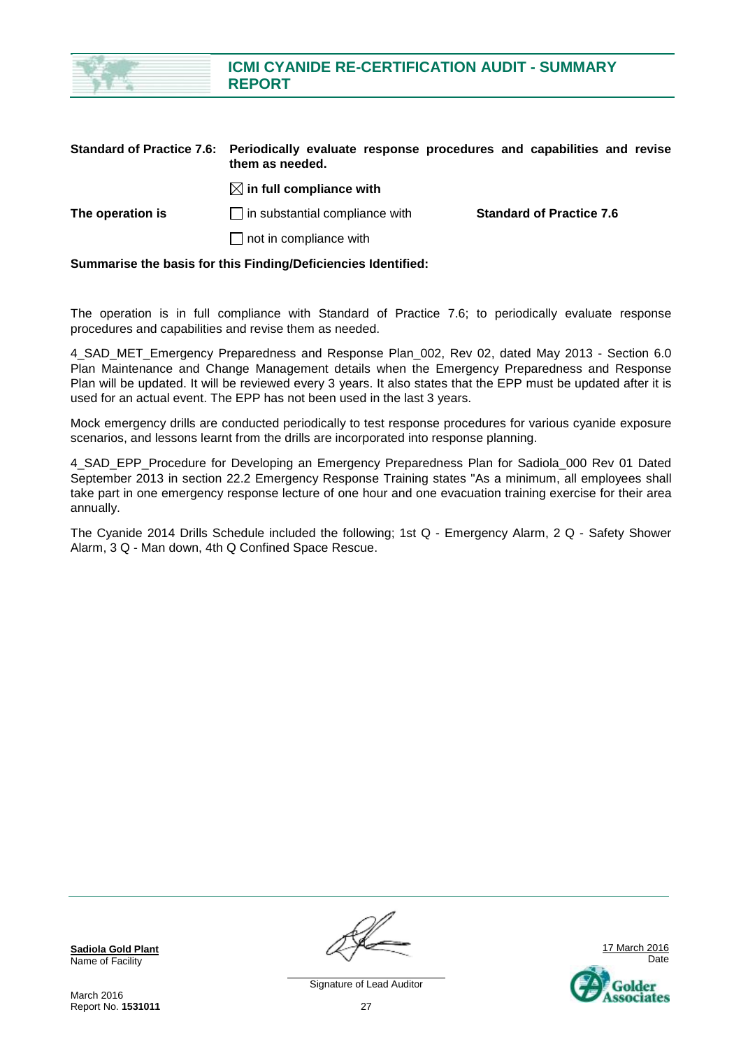**Standard of Practice 7.6:** **Periodically evaluate response procedures and capabilities and revise them as needed.**

| | | |
|---|---|---|
| | ☒ **in full compliance with** | |
| **The operation is** | ☐ in substantial compliance with | **Standard of Practice 7.6** |
| | ☐ not in compliance with | |

**Summarise the basis for this Finding/Deficiencies Identified:**

The operation is in full compliance with Standard of Practice 7.6; to periodically evaluate response procedures and capabilities and revise them as needed.

4_SAD_MET_Emergency Preparedness and Response Plan_002, Rev 02, dated May 2013 - Section 6.0 Plan Maintenance and Change Management details when the Emergency Preparedness and Response Plan will be updated. It will be reviewed every 3 years. It also states that the EPP must be updated after it is used for an actual event. The EPP has not been used in the last 3 years.

Mock emergency drills are conducted periodically to test response procedures for various cyanide exposure scenarios, and lessons learnt from the drills are incorporated into response planning.

4_SAD_EPP_Procedure for Developing an Emergency Preparedness Plan for Sadiola_000 Rev 01 Dated September 2013 in section 22.2 Emergency Response Training states "As a minimum, all employees shall take part in one emergency response lecture of one hour and one evacuation training exercise for their area annually.

The Cyanide 2014 Drills Schedule included the following; 1st Q - Emergency Alarm, 2 Q - Safety Shower Alarm, 3 Q - Man down, 4th Q Confined Space Rescue.

**Sadiola Gold Plant**
Name of Facility

Signature of Lead Auditor

17 March 2016
Date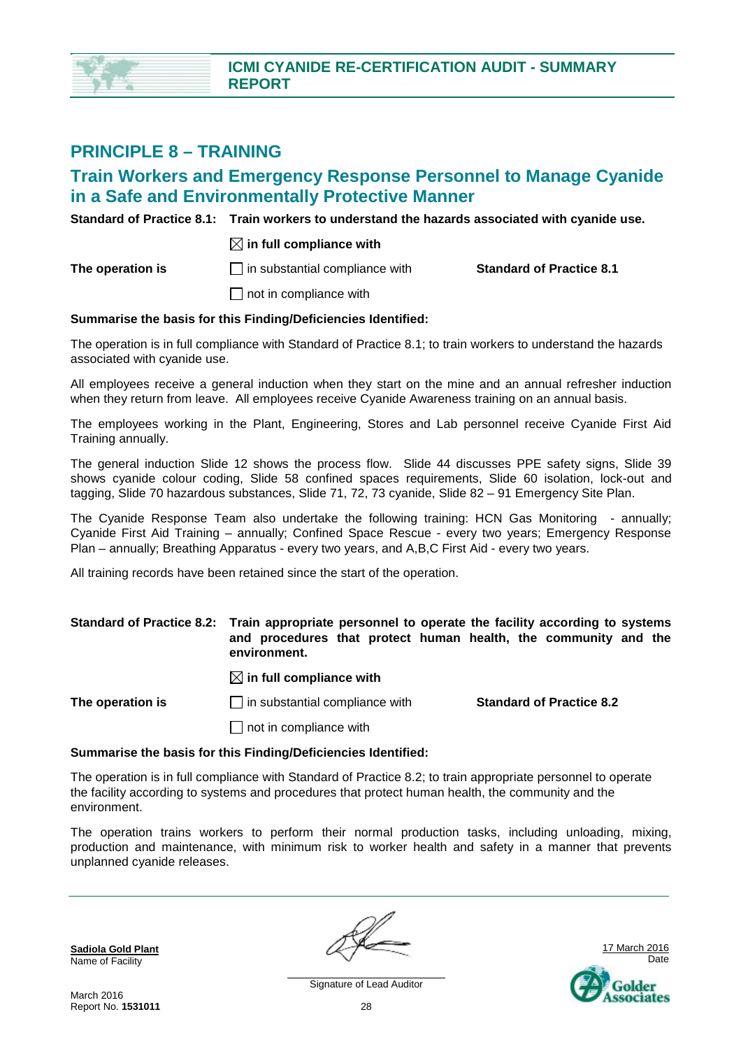## PRINCIPLE 8 – TRAINING

### Train Workers and Emergency Response Personnel to Manage Cyanide in a Safe and Environmentally Protective Manner

**Standard of Practice 8.1: Train workers to understand the hazards associated with cyanide use.**

**The operation is**

☒ **in full compliance with**

☐ in substantial compliance with

☐ not in compliance with

**Standard of Practice 8.1**

**Summarise the basis for this Finding/Deficiencies Identified:**

The operation is in full compliance with Standard of Practice 8.1; to train workers to understand the hazards associated with cyanide use.

All employees receive a general induction when they start on the mine and an annual refresher induction when they return from leave. All employees receive Cyanide Awareness training on an annual basis.

The employees working in the Plant, Engineering, Stores and Lab personnel receive Cyanide First Aid Training annually.

The general induction Slide 12 shows the process flow. Slide 44 discusses PPE safety signs, Slide 39 shows cyanide colour coding, Slide 58 confined spaces requirements, Slide 60 isolation, lock-out and tagging, Slide 70 hazardous substances, Slide 71, 72, 73 cyanide, Slide 82 – 91 Emergency Site Plan.

The Cyanide Response Team also undertake the following training: HCN Gas Monitoring - annually; Cyanide First Aid Training – annually; Confined Space Rescue - every two years; Emergency Response Plan – annually; Breathing Apparatus - every two years, and A,B,C First Aid - every two years.

All training records have been retained since the start of the operation.

**Standard of Practice 8.2: Train appropriate personnel to operate the facility according to systems and procedures that protect human health, the community and the environment.**

**The operation is**

☒ **in full compliance with**

☐ in substantial compliance with

☐ not in compliance with

**Standard of Practice 8.2**

**Summarise the basis for this Finding/Deficiencies Identified:**

The operation is in full compliance with Standard of Practice 8.2; to train appropriate personnel to operate the facility according to systems and procedures that protect human health, the community and the environment.

The operation trains workers to perform their normal production tasks, including unloading, mixing, production and maintenance, with minimum risk to worker health and safety in a manner that prevents unplanned cyanide releases.

**Sadiola Gold Plant**
Name of Facility

Signature of Lead Auditor

17 March 2016
Date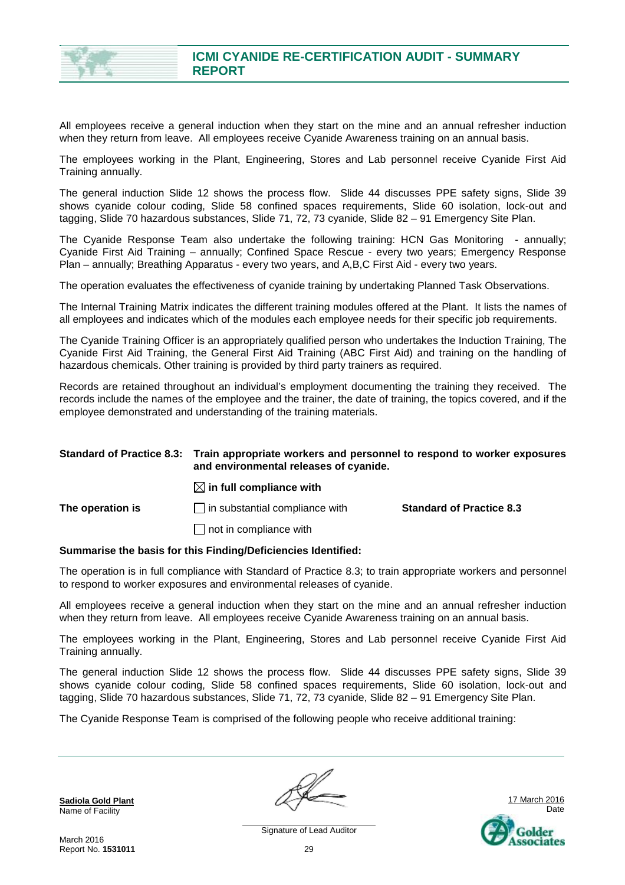All employees receive a general induction when they start on the mine and an annual refresher induction when they return from leave. All employees receive Cyanide Awareness training on an annual basis.

The employees working in the Plant, Engineering, Stores and Lab personnel receive Cyanide First Aid Training annually.

The general induction Slide 12 shows the process flow. Slide 44 discusses PPE safety signs, Slide 39 shows cyanide colour coding, Slide 58 confined spaces requirements, Slide 60 isolation, lock-out and tagging, Slide 70 hazardous substances, Slide 71, 72, 73 cyanide, Slide 82 – 91 Emergency Site Plan.

The Cyanide Response Team also undertake the following training: HCN Gas Monitoring - annually; Cyanide First Aid Training – annually; Confined Space Rescue - every two years; Emergency Response Plan – annually; Breathing Apparatus - every two years, and A,B,C First Aid - every two years.

The operation evaluates the effectiveness of cyanide training by undertaking Planned Task Observations.

The Internal Training Matrix indicates the different training modules offered at the Plant. It lists the names of all employees and indicates which of the modules each employee needs for their specific job requirements.

The Cyanide Training Officer is an appropriately qualified person who undertakes the Induction Training, The Cyanide First Aid Training, the General First Aid Training (ABC First Aid) and training on the handling of hazardous chemicals. Other training is provided by third party trainers as required.

Records are retained throughout an individual's employment documenting the training they received. The records include the names of the employee and the trainer, the date of training, the topics covered, and if the employee demonstrated and understanding of the training materials.

**Standard of Practice 8.3: Train appropriate workers and personnel to respond to worker exposures and environmental releases of cyanide.**

**The operation is**

☒ **in full compliance with**

☐ in substantial compliance with

☐ not in compliance with

**Standard of Practice 8.3**

**Summarise the basis for this Finding/Deficiencies Identified:**

The operation is in full compliance with Standard of Practice 8.3; to train appropriate workers and personnel to respond to worker exposures and environmental releases of cyanide.

All employees receive a general induction when they start on the mine and an annual refresher induction when they return from leave. All employees receive Cyanide Awareness training on an annual basis.

The employees working in the Plant, Engineering, Stores and Lab personnel receive Cyanide First Aid Training annually.

The general induction Slide 12 shows the process flow. Slide 44 discusses PPE safety signs, Slide 39 shows cyanide colour coding, Slide 58 confined spaces requirements, Slide 60 isolation, lock-out and tagging, Slide 70 hazardous substances, Slide 71, 72, 73 cyanide, Slide 82 – 91 Emergency Site Plan.

The Cyanide Response Team is comprised of the following people who receive additional training: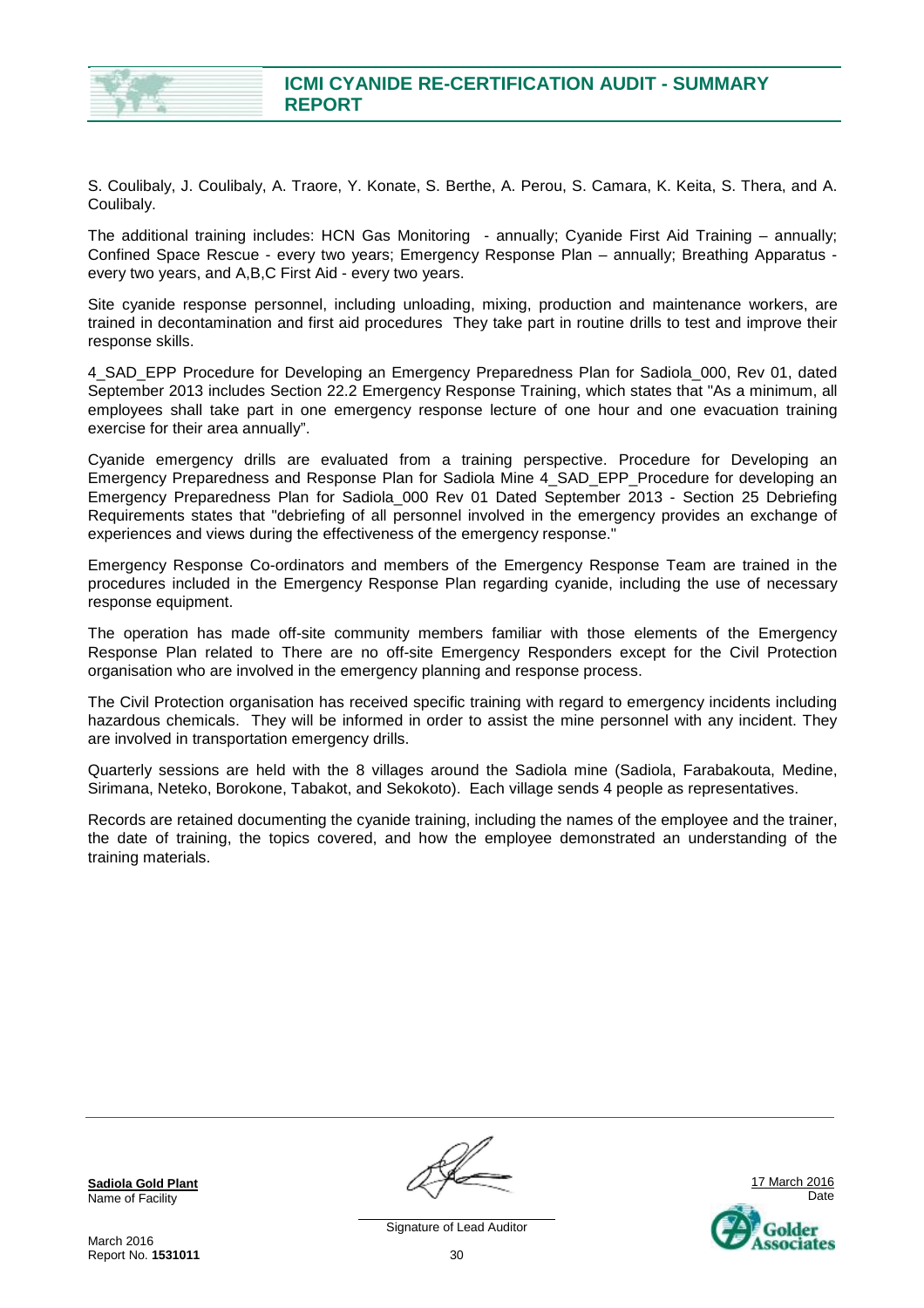S. Coulibaly, J. Coulibaly, A. Traore, Y. Konate, S. Berthe, A. Perou, S. Camara, K. Keita, S. Thera, and A. Coulibaly.

The additional training includes: HCN Gas Monitoring - annually; Cyanide First Aid Training – annually; Confined Space Rescue - every two years; Emergency Response Plan – annually; Breathing Apparatus - every two years, and A,B,C First Aid - every two years.

Site cyanide response personnel, including unloading, mixing, production and maintenance workers, are trained in decontamination and first aid procedures They take part in routine drills to test and improve their response skills.

4_SAD_EPP Procedure for Developing an Emergency Preparedness Plan for Sadiola_000, Rev 01, dated September 2013 includes Section 22.2 Emergency Response Training, which states that "As a minimum, all employees shall take part in one emergency response lecture of one hour and one evacuation training exercise for their area annually".

Cyanide emergency drills are evaluated from a training perspective. Procedure for Developing an Emergency Preparedness and Response Plan for Sadiola Mine 4_SAD_EPP_Procedure for developing an Emergency Preparedness Plan for Sadiola_000 Rev 01 Dated September 2013 - Section 25 Debriefing Requirements states that "debriefing of all personnel involved in the emergency provides an exchange of experiences and views during the effectiveness of the emergency response."

Emergency Response Co-ordinators and members of the Emergency Response Team are trained in the procedures included in the Emergency Response Plan regarding cyanide, including the use of necessary response equipment.

The operation has made off-site community members familiar with those elements of the Emergency Response Plan related to There are no off-site Emergency Responders except for the Civil Protection organisation who are involved in the emergency planning and response process.

The Civil Protection organisation has received specific training with regard to emergency incidents including hazardous chemicals. They will be informed in order to assist the mine personnel with any incident. They are involved in transportation emergency drills.

Quarterly sessions are held with the 8 villages around the Sadiola mine (Sadiola, Farabakouta, Medine, Sirimana, Neteko, Borokone, Tabakot, and Sekokoto). Each village sends 4 people as representatives.

Records are retained documenting the cyanide training, including the names of the employee and the trainer, the date of training, the topics covered, and how the employee demonstrated an understanding of the training materials.

**Sadiola Gold Plant**
Name of Facility

Signature of Lead Auditor

17 March 2016
Date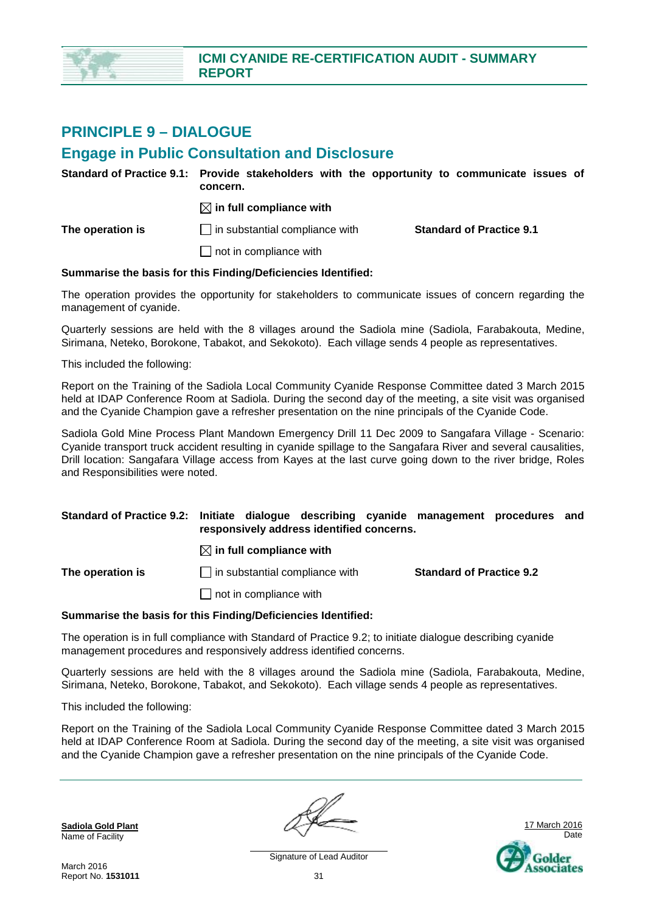# PRINCIPLE 9 – DIALOGUE

## Engage in Public Consultation and Disclosure

**Standard of Practice 9.1: Provide stakeholders with the opportunity to communicate issues of concern.**

| | | |
|---|---|---|
| | ☒ **in full compliance with** | |
| **The operation is** | ☐ in substantial compliance with | **Standard of Practice 9.1** |
| | ☐ not in compliance with | |

**Summarise the basis for this Finding/Deficiencies Identified:**

The operation provides the opportunity for stakeholders to communicate issues of concern regarding the management of cyanide.

Quarterly sessions are held with the 8 villages around the Sadiola mine (Sadiola, Farabakouta, Medine, Sirimana, Neteko, Borokone, Tabakot, and Sekokoto). Each village sends 4 people as representatives.

This included the following:

Report on the Training of the Sadiola Local Community Cyanide Response Committee dated 3 March 2015 held at IDAP Conference Room at Sadiola. During the second day of the meeting, a site visit was organised and the Cyanide Champion gave a refresher presentation on the nine principals of the Cyanide Code.

Sadiola Gold Mine Process Plant Mandown Emergency Drill 11 Dec 2009 to Sangafara Village - Scenario: Cyanide transport truck accident resulting in cyanide spillage to the Sangafara River and several causalities, Drill location: Sangafara Village access from Kayes at the last curve going down to the river bridge, Roles and Responsibilities were noted.

**Standard of Practice 9.2: Initiate dialogue describing cyanide management procedures and responsively address identified concerns.**

| | | |
|---|---|---|
| | ☒ **in full compliance with** | |
| **The operation is** | ☐ in substantial compliance with | **Standard of Practice 9.2** |
| | ☐ not in compliance with | |

**Summarise the basis for this Finding/Deficiencies Identified:**

The operation is in full compliance with Standard of Practice 9.2; to initiate dialogue describing cyanide management procedures and responsively address identified concerns.

Quarterly sessions are held with the 8 villages around the Sadiola mine (Sadiola, Farabakouta, Medine, Sirimana, Neteko, Borokone, Tabakot, and Sekokoto). Each village sends 4 people as representatives.

This included the following:

Report on the Training of the Sadiola Local Community Cyanide Response Committee dated 3 March 2015 held at IDAP Conference Room at Sadiola. During the second day of the meeting, a site visit was organised and the Cyanide Champion gave a refresher presentation on the nine principals of the Cyanide Code.

| | | |
|---|---|---|
| **Sadiola Gold Plant** | | 17 March 2016 |
| Name of Facility | Signature of Lead Auditor | Date |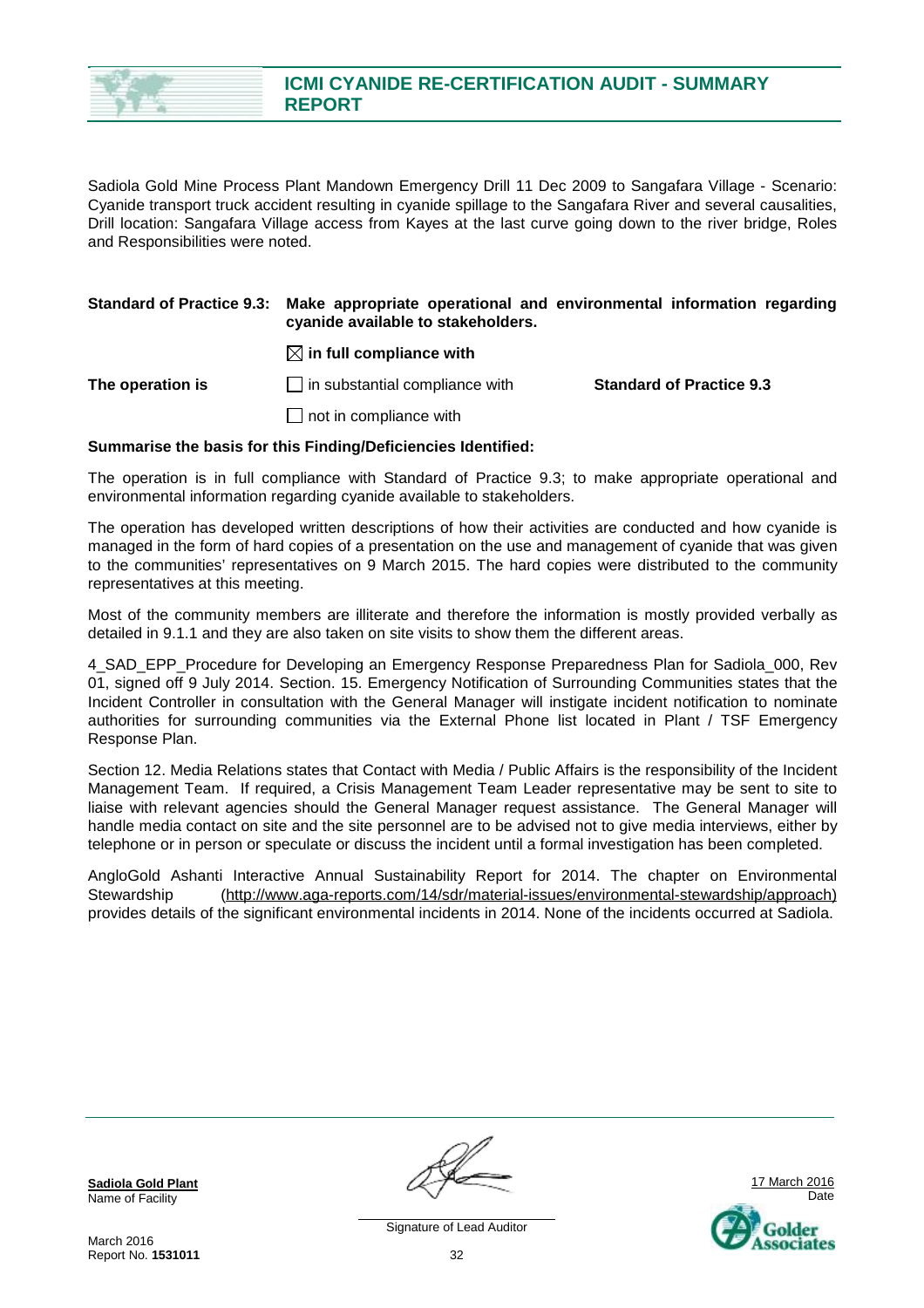Sadiola Gold Mine Process Plant Mandown Emergency Drill 11 Dec 2009 to Sangafara Village - Scenario: Cyanide transport truck accident resulting in cyanide spillage to the Sangafara River and several causalities, Drill location: Sangafara Village access from Kayes at the last curve going down to the river bridge, Roles and Responsibilities were noted.

**Standard of Practice 9.3: Make appropriate operational and environmental information regarding cyanide available to stakeholders.**

| | | |
|---|---|---|
| | ☒ **in full compliance with** | |
| **The operation is** | ☐ in substantial compliance with | **Standard of Practice 9.3** |
| | ☐ not in compliance with | |

**Summarise the basis for this Finding/Deficiencies Identified:**

The operation is in full compliance with Standard of Practice 9.3; to make appropriate operational and environmental information regarding cyanide available to stakeholders.

The operation has developed written descriptions of how their activities are conducted and how cyanide is managed in the form of hard copies of a presentation on the use and management of cyanide that was given to the communities' representatives on 9 March 2015. The hard copies were distributed to the community representatives at this meeting.

Most of the community members are illiterate and therefore the information is mostly provided verbally as detailed in 9.1.1 and they are also taken on site visits to show them the different areas.

4_SAD_EPP_Procedure for Developing an Emergency Response Preparedness Plan for Sadiola_000, Rev 01, signed off 9 July 2014. Section. 15. Emergency Notification of Surrounding Communities states that the Incident Controller in consultation with the General Manager will instigate incident notification to nominate authorities for surrounding communities via the External Phone list located in Plant / TSF Emergency Response Plan.

Section 12. Media Relations states that Contact with Media / Public Affairs is the responsibility of the Incident Management Team. If required, a Crisis Management Team Leader representative may be sent to site to liaise with relevant agencies should the General Manager request assistance. The General Manager will handle media contact on site and the site personnel are to be advised not to give media interviews, either by telephone or in person or speculate or discuss the incident until a formal investigation has been completed.

AngloGold Ashanti Interactive Annual Sustainability Report for 2014. The chapter on Environmental Stewardship (http://www.aga-reports.com/14/sdr/material-issues/environmental-stewardship/approach) provides details of the significant environmental incidents in 2014. None of the incidents occurred at Sadiola.

**Sadiola Gold Plant**
Name of Facility

Signature of Lead Auditor

17 March 2016
Date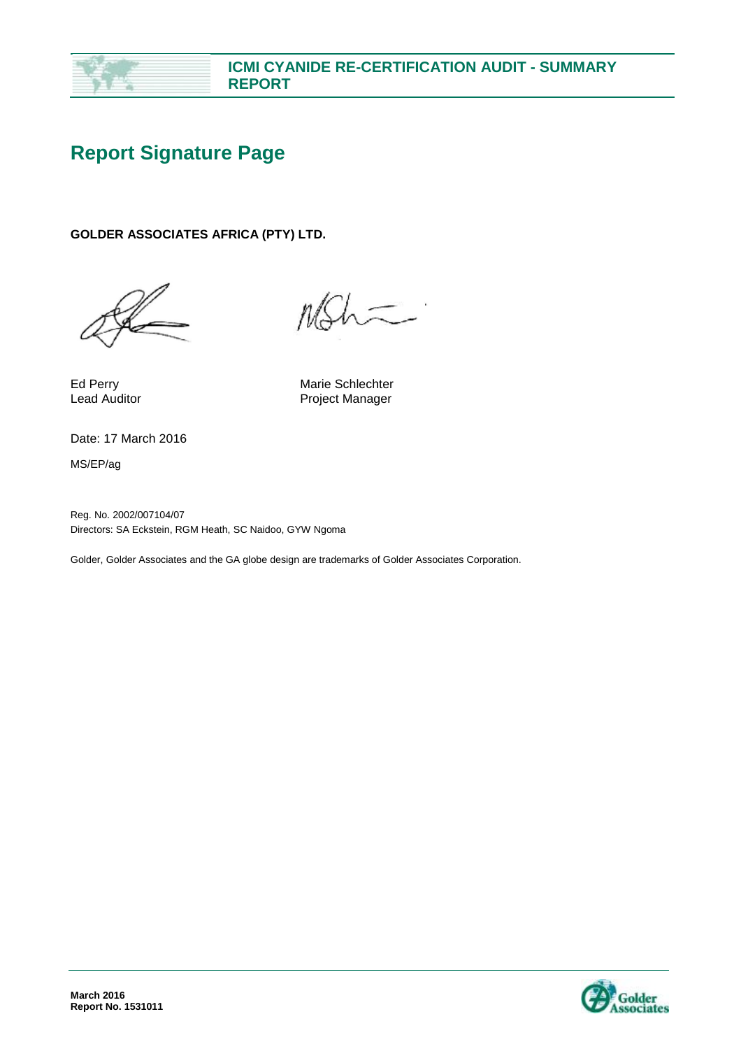# Report Signature Page

**GOLDER ASSOCIATES AFRICA (PTY) LTD.**

| | |
|---|---|
| Ed Perry | Marie Schlechter |
| Lead Auditor | Project Manager |

Date: 17 March 2016

MS/EP/ag

Reg. No. 2002/007104/07
Directors: SA Eckstein, RGM Heath, SC Naidoo, GYW Ngoma

Golder, Golder Associates and the GA globe design are trademarks of Golder Associates Corporation.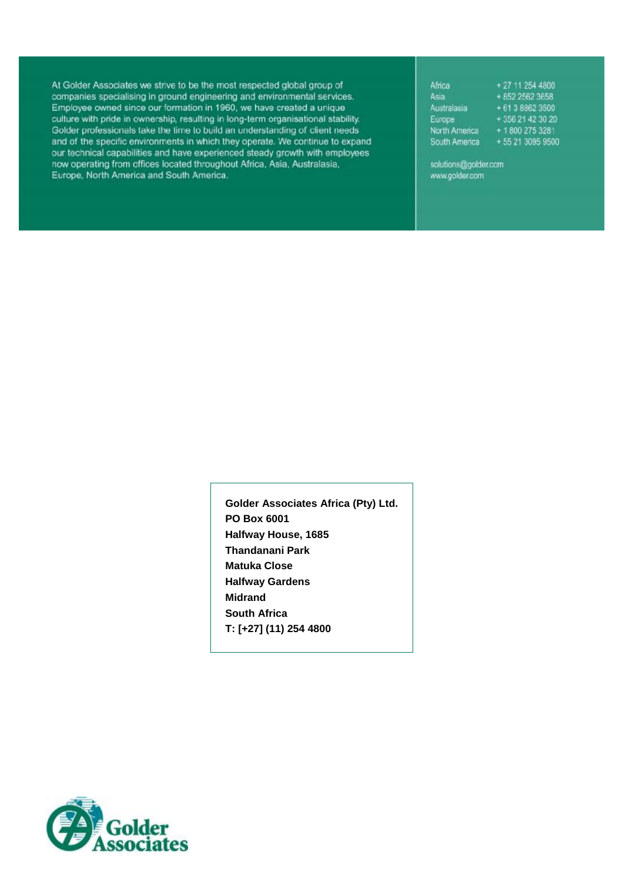At Golder Associates we strive to be the most respected global group of companies specialising in ground engineering and environmental services. Employee owned since our formation in 1960, we have created a unique culture with pride in ownership, resulting in long-term organisational stability. Golder professionals take the time to build an understanding of client needs and of the specific environments in which they operate. We continue to expand our technical capabilities and have experienced steady growth with employees now operating from offices located throughout Africa, Asia, Australasia, Europe, North America and South America.

| | |
|---|---|
| Africa | + 27 11 254 4800 |
| Asia | + 852 2562 3658 |
| Australasia | + 61 3 8862 3500 |
| Europe | + 356 21 42 30 20 |
| North America | + 1 800 275 3281 |
| South America | + 55 21 3095 9500 |

solutions@golder.com
www.golder.com

**Golder Associates Africa (Pty) Ltd.**
**PO Box 6001**
**Halfway House, 1685**
**Thandanani Park**
**Matuka Close**
**Halfway Gardens**
**Midrand**
**South Africa**
**T: [+27] (11) 254 4800**

Golder Associates